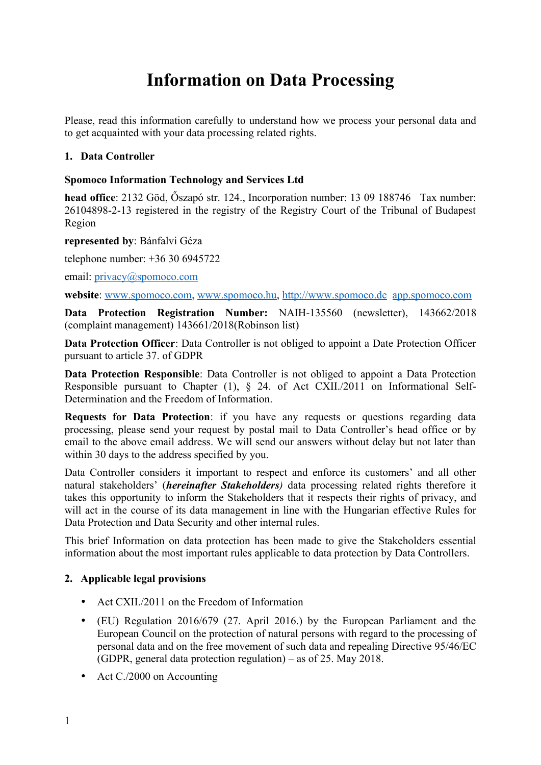# Information on Data Processing

Please, read this information carefully to understand how we process your personal data and to get acquainted with your data processing related rights.

## 1. Data Controller

**Spomoco Information Technology and Services Ltd**

**head office**: 2132 Göd, Őszapó str. 124., Incorporation number: 13 09 188746 Tax number: 26104898-2-13 registered in the registry of the Registry Court of the Tribunal of Budapest Region

**represented by**: Bánfalvi Géza

telephone number: +36 30 6945722

email: privacy@spomoco.com

**website**: www.spomoco.com, www.spomoco.hu, http://www.spomoco.de app.spomoco.com

**Data Protection Registration Number:** NAIH-135560 (newsletter), 143662/2018 (complaint management) 143661/2018(Robinson list)

**Data Protection Officer**: Data Controller is not obliged to appoint a Date Protection Officer pursuant to article 37. of GDPR

**Data Protection Responsible**: Data Controller is not obliged to appoint a Data Protection Responsible pursuant to Chapter (1), § 24. of Act CXII./2011 on Informational Self-Determination and the Freedom of Information.

**Requests for Data Protection**: if you have any requests or questions regarding data processing, please send your request by postal mail to Data Controller's head office or by email to the above email address. We will send our answers without delay but not later than within 30 days to the address specified by you.

Data Controller considers it important to respect and enforce its customers' and all other natural stakeholders' (***hereinafter Stakeholders)*** data processing related rights therefore it takes this opportunity to inform the Stakeholders that it respects their rights of privacy, and will act in the course of its data management in line with the Hungarian effective Rules for Data Protection and Data Security and other internal rules.

This brief Information on data protection has been made to give the Stakeholders essential information about the most important rules applicable to data protection by Data Controllers.

## 2. Applicable legal provisions

- Act CXII./2011 on the Freedom of Information
- (EU) Regulation 2016/679 (27. April 2016.) by the European Parliament and the European Council on the protection of natural persons with regard to the processing of personal data and on the free movement of such data and repealing Directive 95/46/EC (GDPR, general data protection regulation) – as of 25. May 2018.
- Act C./2000 on Accounting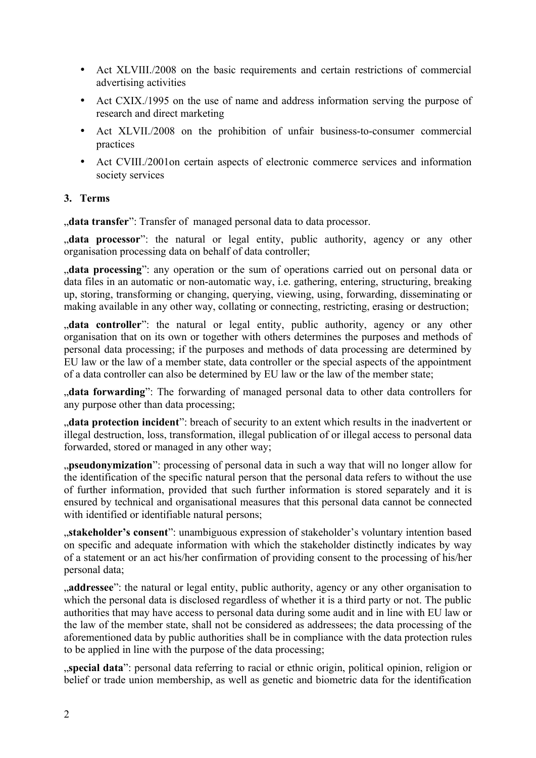- Act XLVIII./2008 on the basic requirements and certain restrictions of commercial advertising activities
- Act CXIX./1995 on the use of name and address information serving the purpose of research and direct marketing
- Act XLVII./2008 on the prohibition of unfair business-to-consumer commercial practices
- Act CVIII./2001on certain aspects of electronic commerce services and information society services

## 3. Terms

„**data transfer**": Transfer of managed personal data to data processor.

„**data processor**": the natural or legal entity, public authority, agency or any other organisation processing data on behalf of data controller;

„**data processing**": any operation or the sum of operations carried out on personal data or data files in an automatic or non-automatic way, i.e. gathering, entering, structuring, breaking up, storing, transforming or changing, querying, viewing, using, forwarding, disseminating or making available in any other way, collating or connecting, restricting, erasing or destruction;

„**data controller**": the natural or legal entity, public authority, agency or any other organisation that on its own or together with others determines the purposes and methods of personal data processing; if the purposes and methods of data processing are determined by EU law or the law of a member state, data controller or the special aspects of the appointment of a data controller can also be determined by EU law or the law of the member state;

„**data forwarding**": The forwarding of managed personal data to other data controllers for any purpose other than data processing;

„**data protection incident**": breach of security to an extent which results in the inadvertent or illegal destruction, loss, transformation, illegal publication of or illegal access to personal data forwarded, stored or managed in any other way;

„**pseudonymization**": processing of personal data in such a way that will no longer allow for the identification of the specific natural person that the personal data refers to without the use of further information, provided that such further information is stored separately and it is ensured by technical and organisational measures that this personal data cannot be connected with identified or identifiable natural persons;

„**stakeholder's consent**": unambiguous expression of stakeholder's voluntary intention based on specific and adequate information with which the stakeholder distinctly indicates by way of a statement or an act his/her confirmation of providing consent to the processing of his/her personal data;

„**addressee**": the natural or legal entity, public authority, agency or any other organisation to which the personal data is disclosed regardless of whether it is a third party or not. The public authorities that may have access to personal data during some audit and in line with EU law or the law of the member state, shall not be considered as addressees; the data processing of the aforementioned data by public authorities shall be in compliance with the data protection rules to be applied in line with the purpose of the data processing;

„**special data**": personal data referring to racial or ethnic origin, political opinion, religion or belief or trade union membership, as well as genetic and biometric data for the identification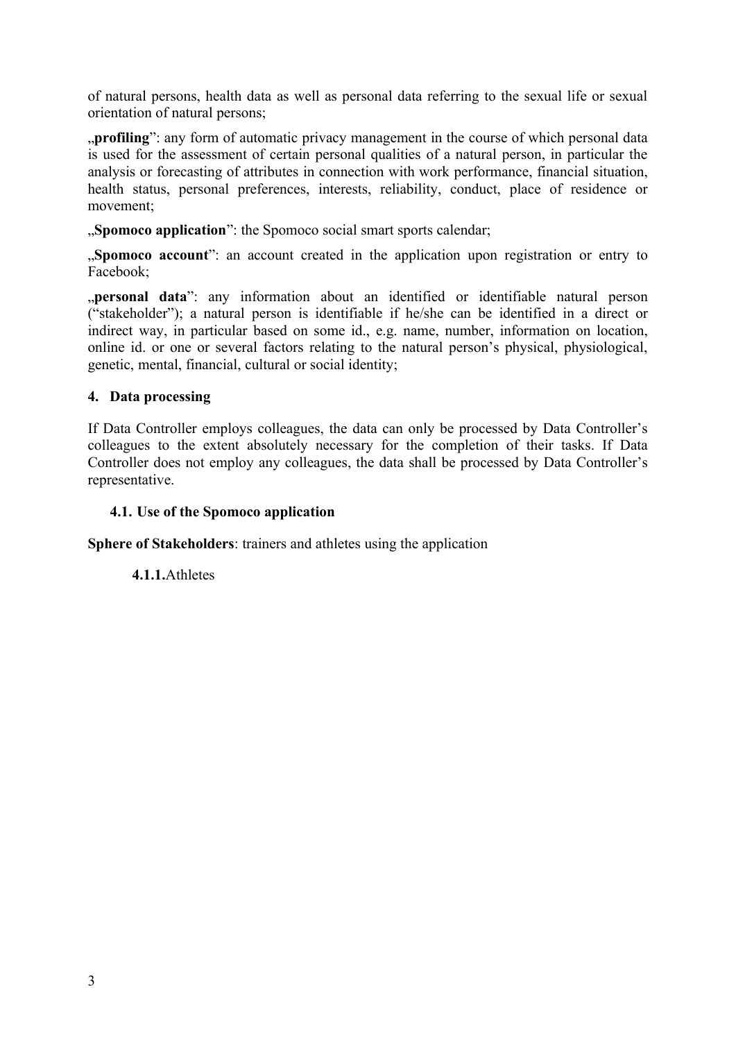of natural persons, health data as well as personal data referring to the sexual life or sexual orientation of natural persons;

„**profiling**": any form of automatic privacy management in the course of which personal data is used for the assessment of certain personal qualities of a natural person, in particular the analysis or forecasting of attributes in connection with work performance, financial situation, health status, personal preferences, interests, reliability, conduct, place of residence or movement;

„**Spomoco application**": the Spomoco social smart sports calendar;

„**Spomoco account**": an account created in the application upon registration or entry to Facebook;

„**personal data**": any information about an identified or identifiable natural person ("stakeholder"); a natural person is identifiable if he/she can be identified in a direct or indirect way, in particular based on some id., e.g. name, number, information on location, online id. or one or several factors relating to the natural person's physical, physiological, genetic, mental, financial, cultural or social identity;

## 4. Data processing

If Data Controller employs colleagues, the data can only be processed by Data Controller's colleagues to the extent absolutely necessary for the completion of their tasks. If Data Controller does not employ any colleagues, the data shall be processed by Data Controller's representative.

### 4.1. Use of the Spomoco application

**Sphere of Stakeholders**: trainers and athletes using the application

#### **4.1.1.** Athletes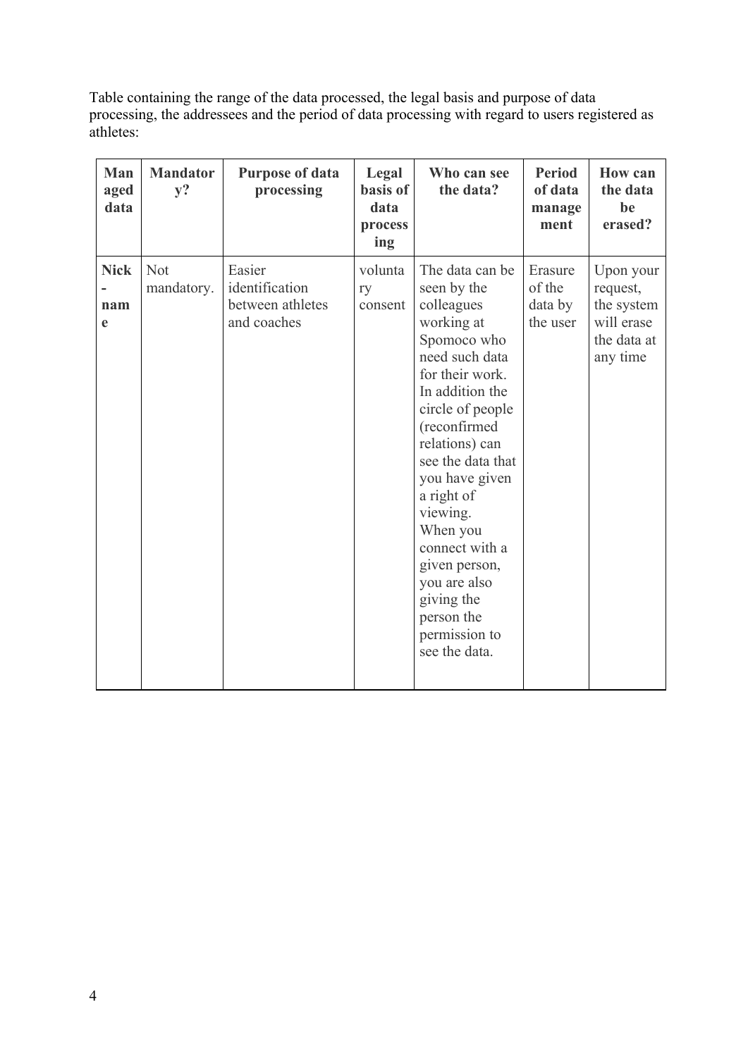Table containing the range of the data processed, the legal basis and purpose of data processing, the addressees and the period of data processing with regard to users registered as athletes:

| Managed data | Mandatory? | Purpose of data processing | Legal basis of data processing | Who can see the data? | Period of data management | How can the data be erased? |
|---|---|---|---|---|---|---|
| Nick-name | Not mandatory. | Easier identification between athletes and coaches | voluntary consent | The data can be seen by the colleagues working at Spomoco who need such data for their work. In addition the circle of people (reconfirmed relations) can see the data that you have given a right of viewing. When you connect with a given person, you are also giving the person the permission to see the data. | Erasure of the data by the user | Upon your request, the system will erase the data at any time |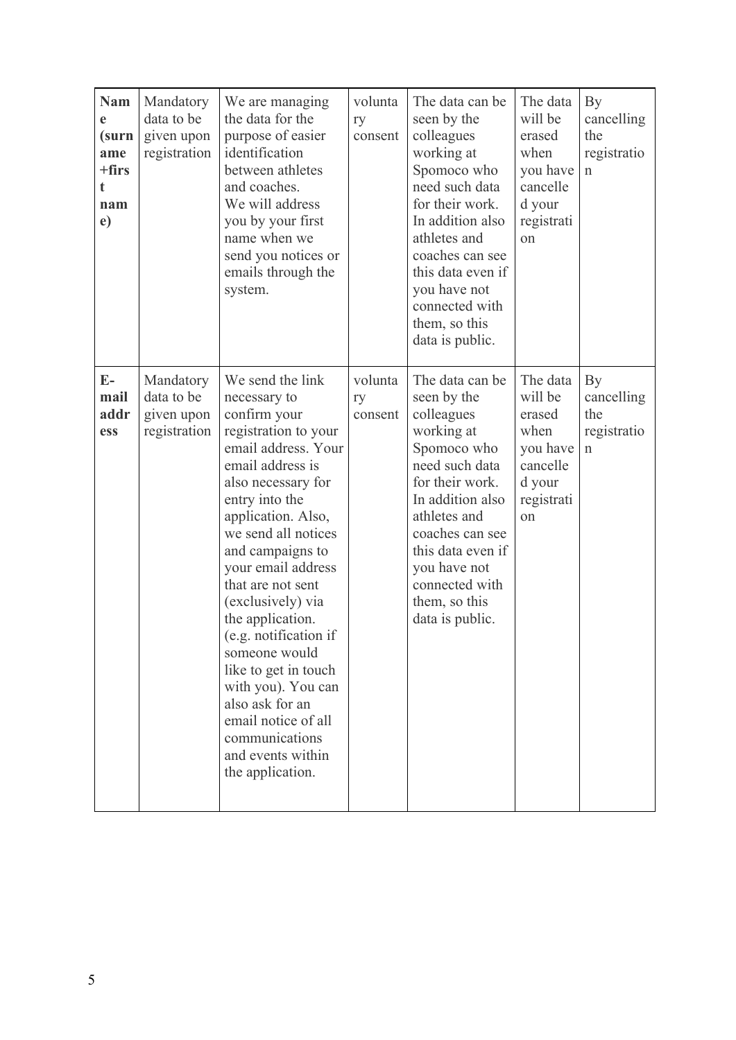| **Name (surname + first name)** | Mandatory data to be given upon registration | We are managing the data for the purpose of easier identification between athletes and coaches. We will address you by your first name when we send you notices or emails through the system. | voluntary consent | The data can be seen by the colleagues working at Spomoco who need such data for their work. In addition also athletes and coaches can see this data even if you have not connected with them, so this data is public. | The data will be erased when you have cancelled your registration | By cancelling the registration |
|---|---|---|---|---|---|---|
| **E-mail address** | Mandatory data to be given upon registration | We send the link necessary to confirm your registration to your email address. Your email address is also necessary for entry into the application. Also, we send all notices and campaigns to your email address that are not sent (exclusively) via the application. (e.g. notification if someone would like to get in touch with you). You can also ask for an email notice of all communications and events within the application. | voluntary consent | The data can be seen by the colleagues working at Spomoco who need such data for their work. In addition also athletes and coaches can see this data even if you have not connected with them, so this data is public. | The data will be erased when you have cancelled your registration | By cancelling the registration |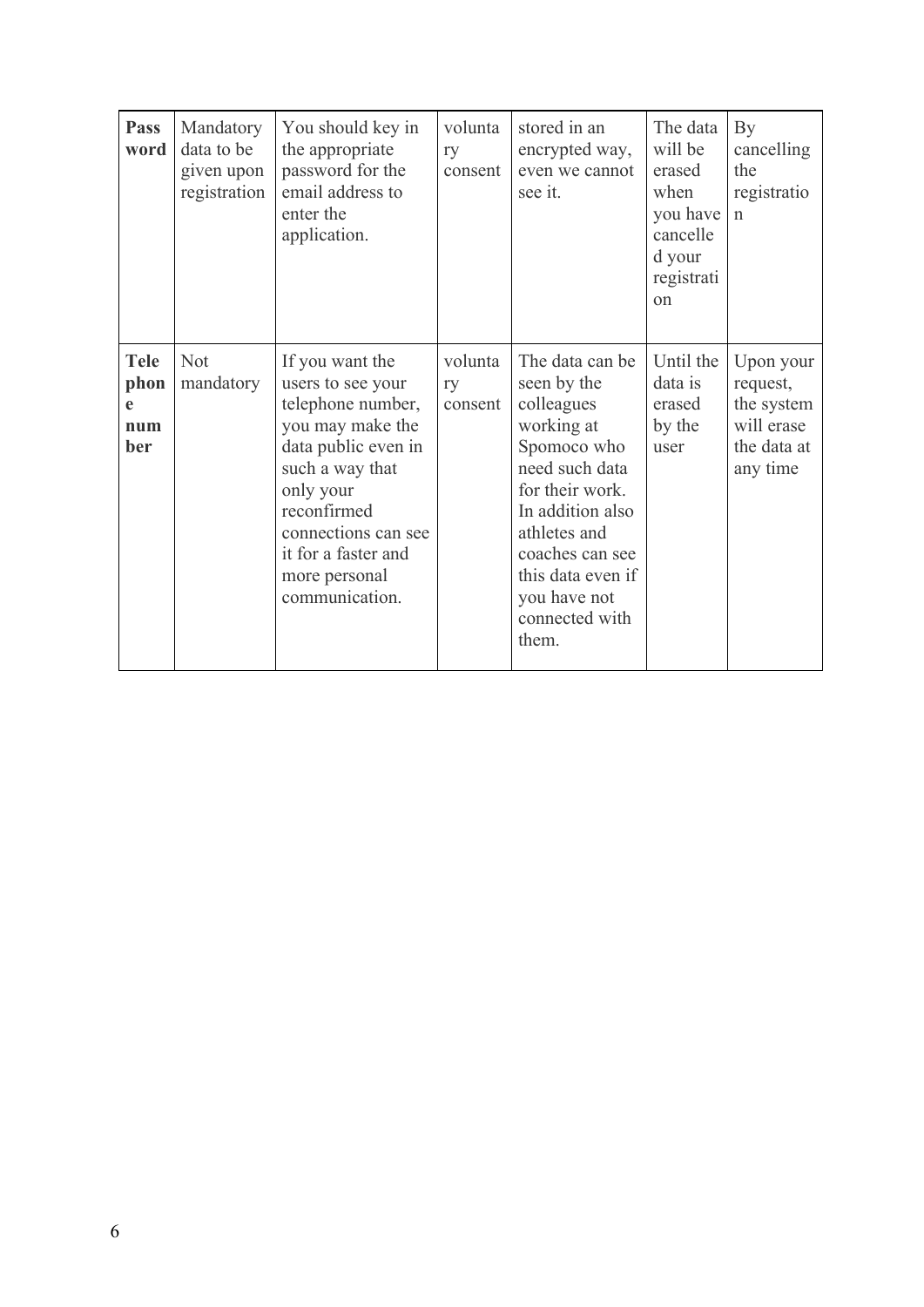| **Password** | Mandatory data to be given upon registration | You should key in the appropriate password for the email address to enter the application. | voluntary consent | stored in an encrypted way, even we cannot see it. | The data will be erased when you have cancelled your registration | By cancelling the registration |
|---|---|---|---|---|---|---|
| **Telephone number** | Not mandatory | If you want the users to see your telephone number, you may make the data public even in such a way that only your reconfirmed connections can see it for a faster and more personal communication. | voluntary consent | The data can be seen by the colleagues working at Spomoco who need such data for their work. In addition also athletes and coaches can see this data even if you have not connected with them. | Until the data is erased by the user | Upon your request, the system will erase the data at any time |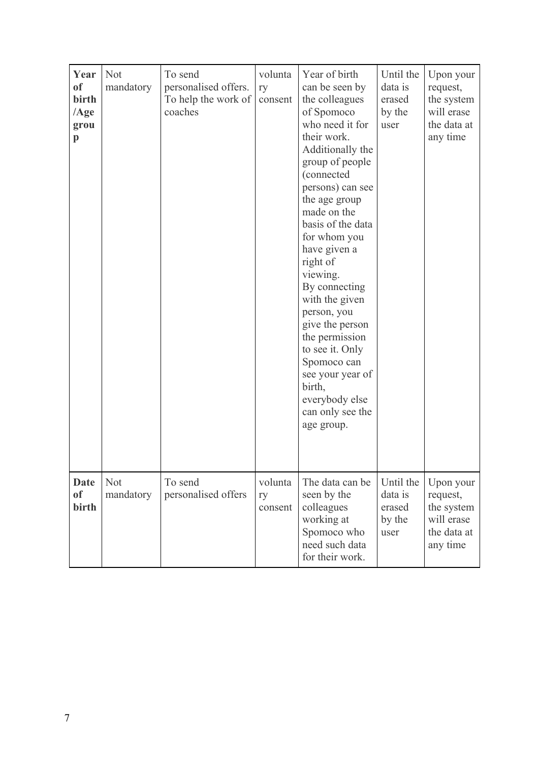| **Year of birth /Age group** | Not mandatory | To send personalised offers. To help the work of coaches | voluntary consent | Year of birth can be seen by the colleagues of Spomoco who need it for their work. Additionally the group of people (connected persons) can see the age group made on the basis of the data for whom you have given a right of viewing. By connecting with the given person, you give the person the permission to see it. Only Spomoco can see your year of birth, everybody else can only see the age group. | Until the data is erased by the user | Upon your request, the system will erase the data at any time |
|---|---|---|---|---|---|---|
| **Date of birth** | Not mandatory | To send personalised offers | voluntary consent | The data can be seen by the colleagues working at Spomoco who need such data for their work. | Until the data is erased by the user | Upon your request, the system will erase the data at any time |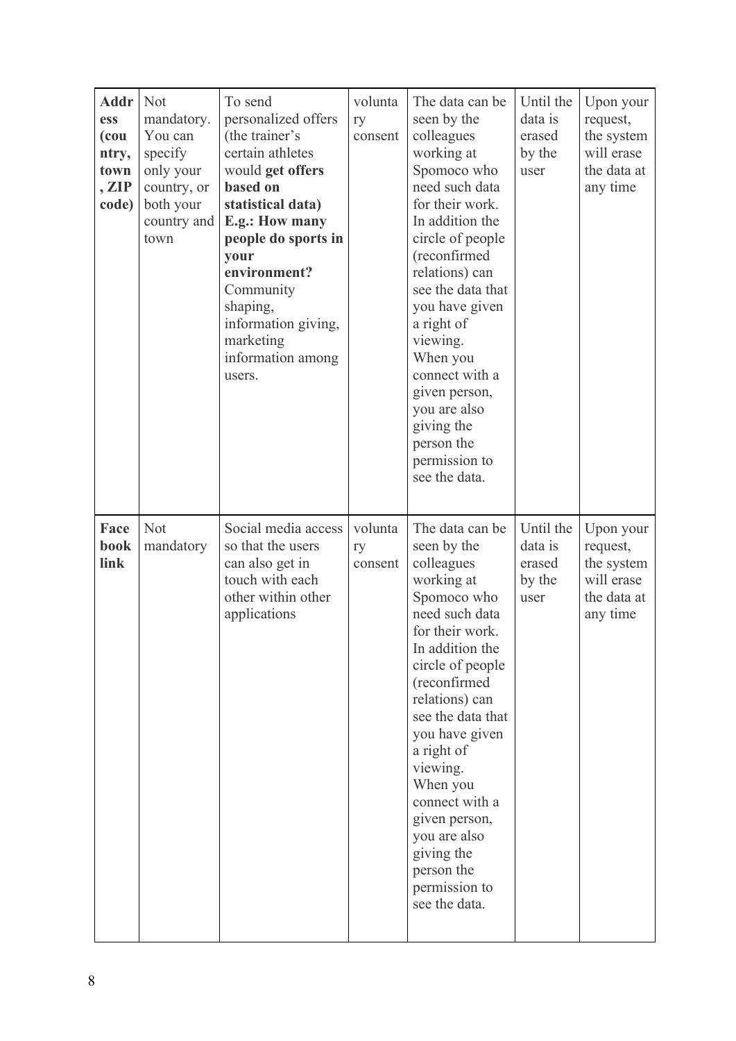| **Address (country, town, ZIP code)** | Not mandatory. You can specify only your country, or both your country and town | To send personalized offers (the trainer's certain athletes would **get offers based on statistical data) E.g.: How many people do sports in your environment?** Community shaping, information giving, marketing information among users. | voluntary consent | The data can be seen by the colleagues working at Spomoco who need such data for their work. In addition the circle of people (reconfirmed relations) can see the data that you have given a right of viewing. When you connect with a given person, you are also giving the person the permission to see the data. | Until the data is erased by the user | Upon your request, the system will erase the data at any time |
|---|---|---|---|---|---|---|
| **Facebook link** | Not mandatory | Social media access so that the users can also get in touch with each other within other applications | voluntary consent | The data can be seen by the colleagues working at Spomoco who need such data for their work. In addition the circle of people (reconfirmed relations) can see the data that you have given a right of viewing. When you connect with a given person, you are also giving the person the permission to see the data. | Until the data is erased by the user | Upon your request, the system will erase the data at any time |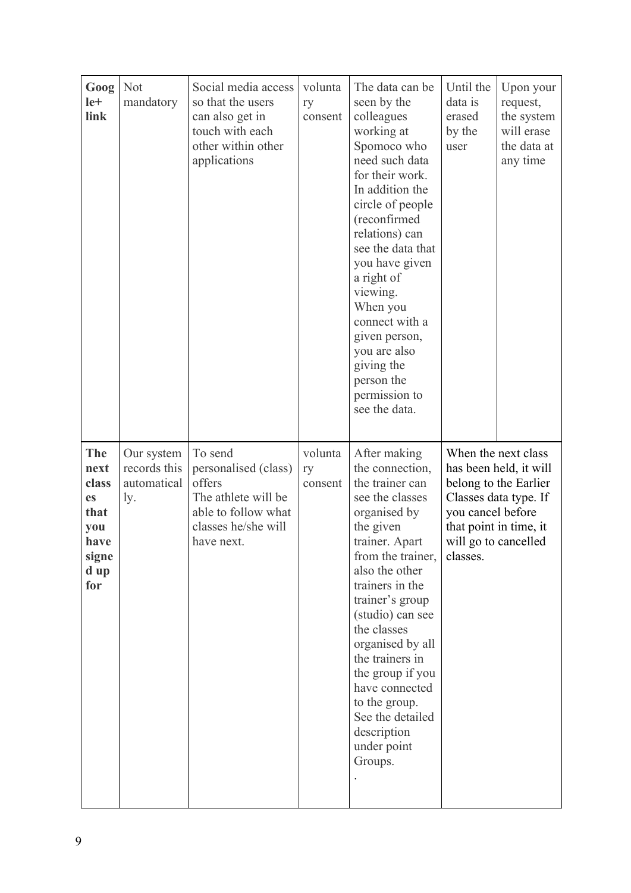| | | | | | | |
|---|---|---|---|---|---|---|
| **Google+ link** | Not mandatory | Social media access so that the users can also get in touch with each other within other applications | voluntary consent | The data can be seen by the colleagues working at Spomoco who need such data for their work. In addition the circle of people (reconfirmed relations) can see the data that you have given a right of viewing. When you connect with a given person, you are also giving the person the permission to see the data. | Until the data is erased by the user | Upon your request, the system will erase the data at any time |
| **The next classes that you have signed up for** | Our system records this automatically. | To send personalised (class) offers The athlete will be able to follow what classes he/she will have next. | voluntary consent | After making the connection, the trainer can see the classes organised by the given trainer. Apart from the trainer, also the other trainers in the trainer's group (studio) can see the classes organised by all the trainers in the group if you have connected to the group. See the detailed description under point Groups. . | When the next class has been held, it will belong to the Earlier Classes data type. If you cancel before that point in time, it will go to cancelled classes. | |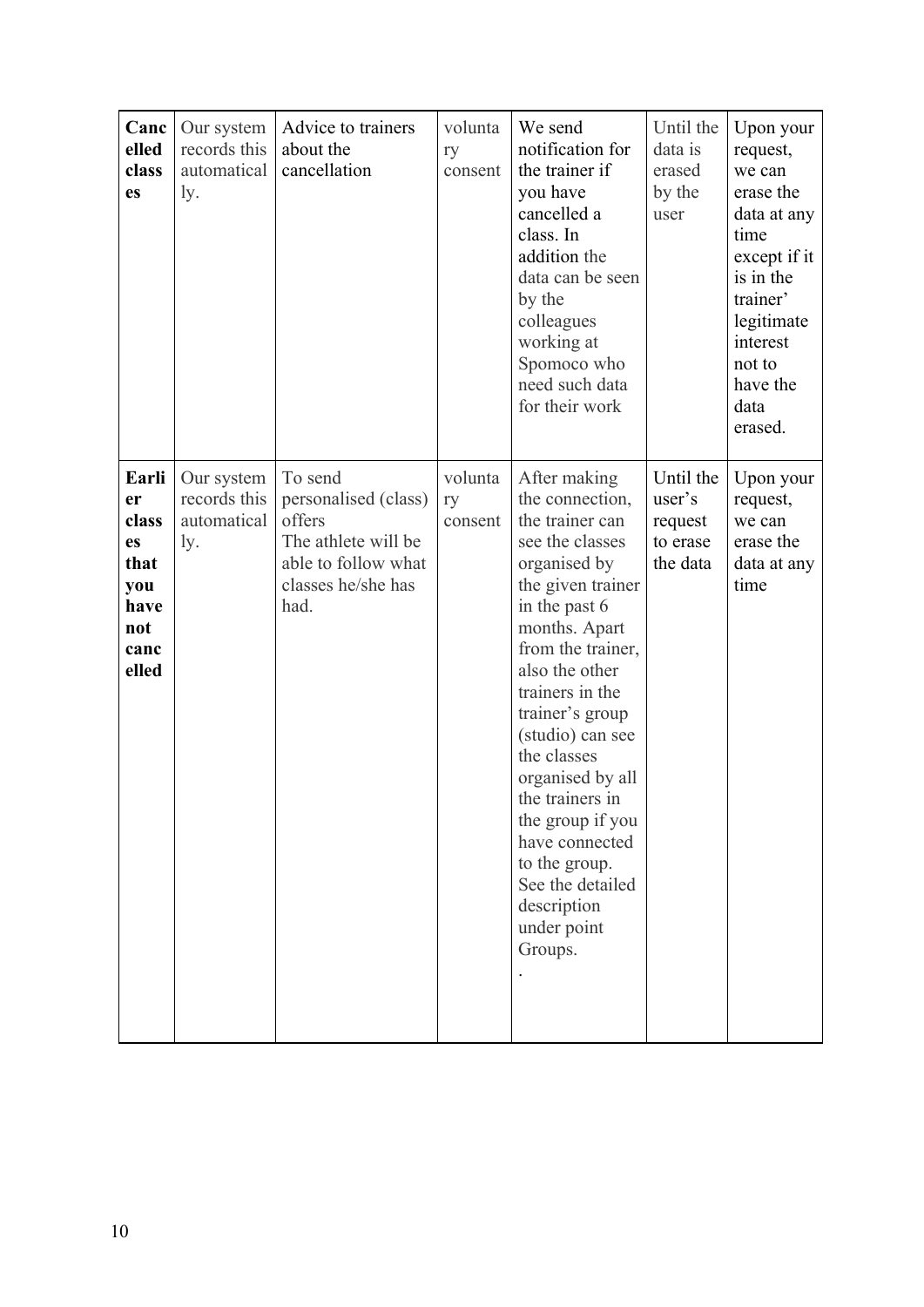| | | | | | | |
|---|---|---|---|---|---|---|
| **Cancelled classes** | Our system records this automatically. | Advice to trainers about the cancellation | voluntary consent | We send notification for the trainer if you have cancelled a class. In addition the data can be seen by the colleagues working at Spomoco who need such data for their work | Until the data is erased by the user | Upon your request, we can erase the data at any time except if it is in the trainer' legitimate interest not to have the data erased. |
| **Earlier classes that you have not cancelled** | Our system records this automatically. | To send personalised (class) offers The athlete will be able to follow what classes he/she has had. | voluntary consent | After making the connection, the trainer can see the classes organised by the given trainer in the past 6 months. Apart from the trainer, also the other trainers in the trainer's group (studio) can see the classes organised by all the trainers in the group if you have connected to the group. See the detailed description under point Groups. . | Until the user's request to erase the data | Upon your request, we can erase the data at any time |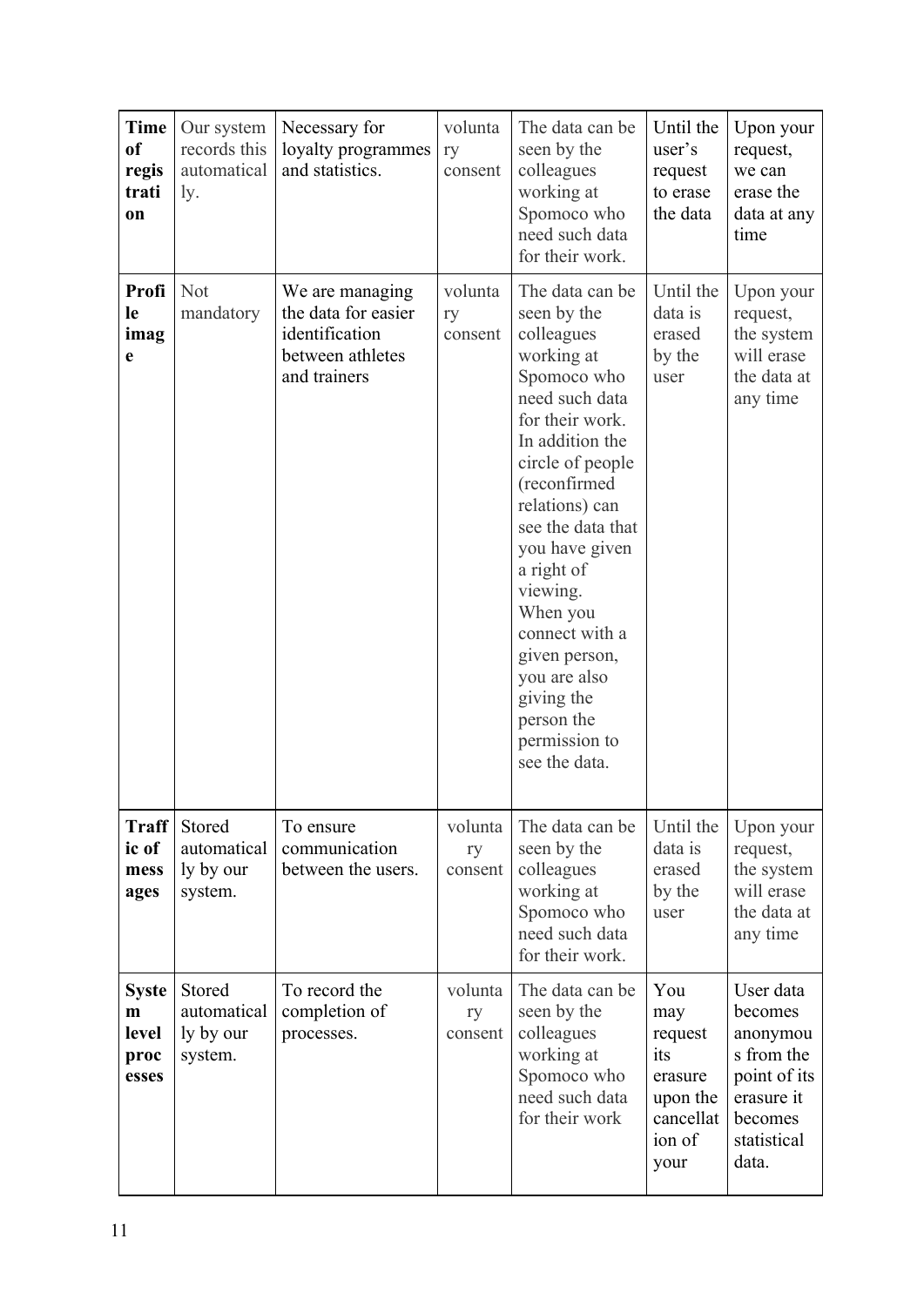| **Time of registration** | Our system records this automatically. | Necessary for loyalty programmes and statistics. | voluntary consent | The data can be seen by the colleagues working at Spomoco who need such data for their work. | Until the user's request to erase the data | Upon your request, we can erase the data at any time |
|---|---|---|---|---|---|---|
| **Profile image** | Not mandatory | We are managing the data for easier identification between athletes and trainers | voluntary consent | The data can be seen by the colleagues working at Spomoco who need such data for their work. In addition the circle of people (reconfirmed relations) can see the data that you have given a right of viewing. When you connect with a given person, you are also giving the person the permission to see the data. | Until the data is erased by the user | Upon your request, the system will erase the data at any time |
| **Traffic of messages** | Stored automatically by our system. | To ensure communication between the users. | voluntary consent | The data can be seen by the colleagues working at Spomoco who need such data for their work. | Until the data is erased by the user | Upon your request, the system will erase the data at any time |
| **System level processes** | Stored automatically by our system. | To record the completion of processes. | voluntary consent | The data can be seen by the colleagues working at Spomoco who need such data for their work | You may request its erasure upon the cancellation of your | User data becomes anonymous from the point of its erasure it becomes statistical data. |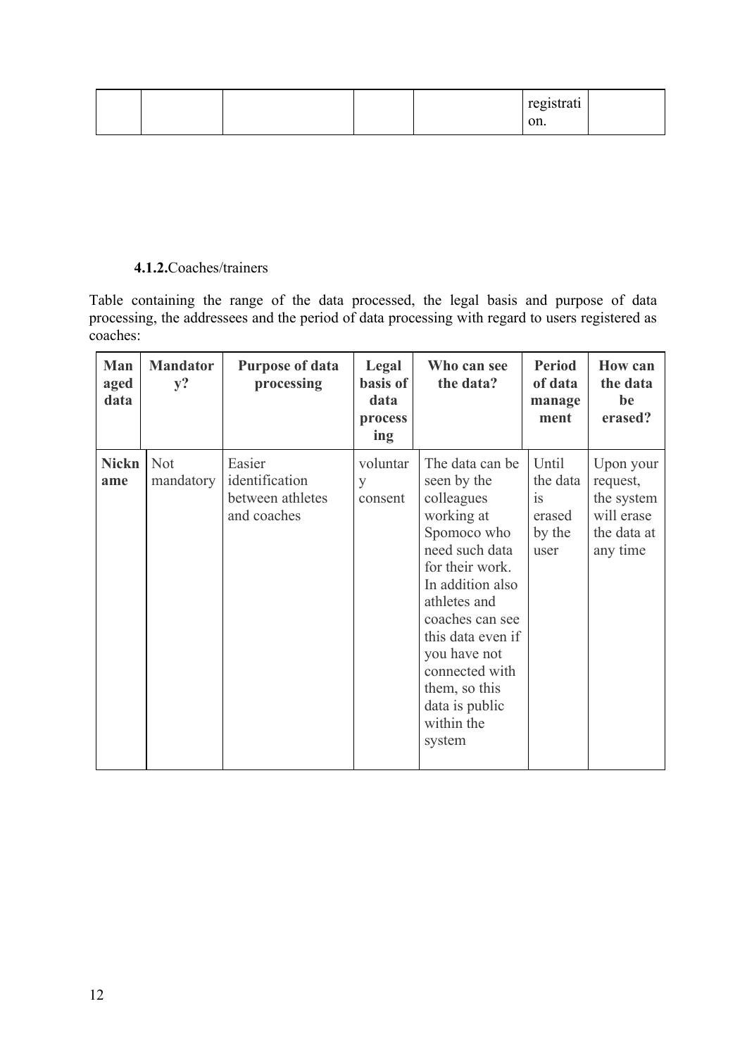| | | | | | registration. | |
|---|---|---|---|---|---|---|

#### 4.1.2. Coaches/trainers

Table containing the range of the data processed, the legal basis and purpose of data processing, the addressees and the period of data processing with regard to users registered as coaches:

| Managed data | Mandatory? | Purpose of data processing | Legal basis of data processing | Who can see the data? | Period of data management | How can the data be erased? |
|---|---|---|---|---|---|---|
| **Nickname** | Not mandatory | Easier identification between athletes and coaches | voluntary consent | The data can be seen by the colleagues working at Spomoco who need such data for their work. In addition also athletes and coaches can see this data even if you have not connected with them, so this data is public within the system | Until the data is erased by the user | Upon your request, the system will erase the data at any time |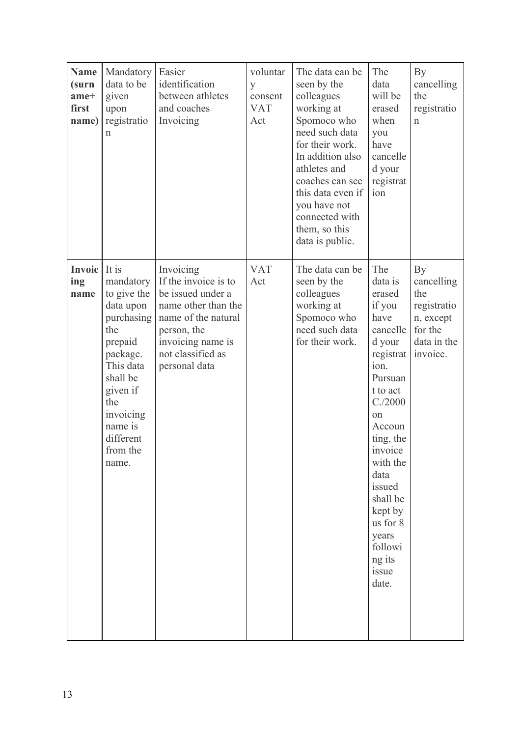| **Name (surname+ first name)** | Mandatory data to be given upon registration | Easier identification between athletes and coaches Invoicing | voluntary consent VAT Act | The data can be seen by the colleagues working at Spomoco who need such data for their work. In addition also athletes and coaches can see this data even if you have not connected with them, so this data is public. | The data will be erased when you have cancelled your registration | By cancelling the registration |
|---|---|---|---|---|---|---|
| **Invoicing name** | It is mandatory to give the data upon purchasing the prepaid package. This data shall be given if the invoicing name is different from the name. | Invoicing If the invoice is to be issued under a name other than the name of the natural person, the invoicing name is not classified as personal data | VAT Act | The data can be seen by the colleagues working at Spomoco who need such data for their work. | The data is erased if you have cancelled your registration. Pursuant to act C./2000 on Accounting, the invoice with the data issued shall be kept by us for 8 years following its issue date. | By cancelling the registration, except for the data in the invoice. |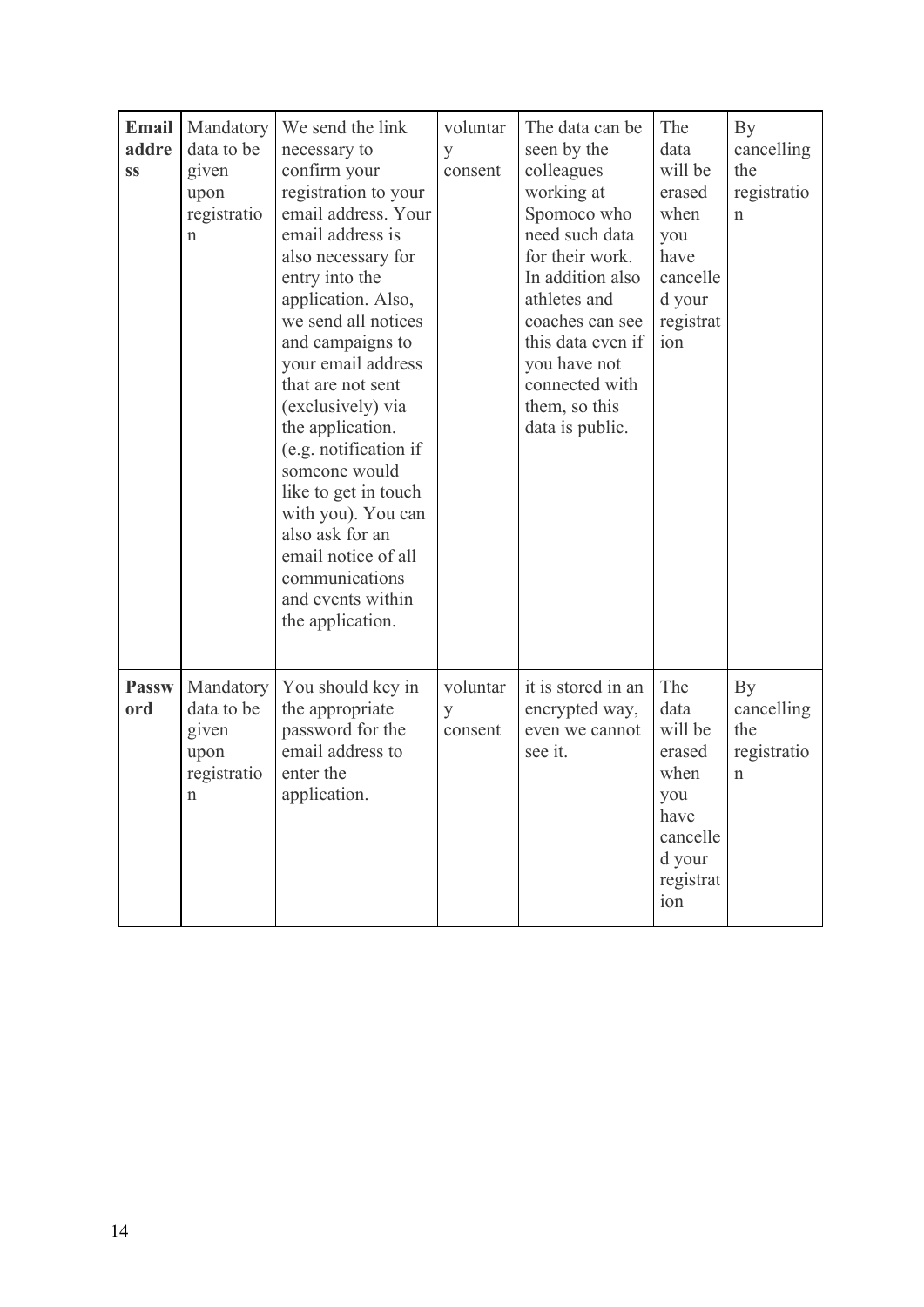| **Email address** | Mandatory data to be given upon registration | We send the link necessary to confirm your registration to your email address. Your email address is also necessary for entry into the application. Also, we send all notices and campaigns to your email address that are not sent (exclusively) via the application. (e.g. notification if someone would like to get in touch with you). You can also ask for an email notice of all communications and events within the application. | voluntary consent | The data can be seen by the colleagues working at Spomoco who need such data for their work. In addition also athletes and coaches can see this data even if you have not connected with them, so this data is public. | The data will be erased when you have cancelled your registration | By cancelling the registration |
|---|---|---|---|---|---|---|
| **Password** | Mandatory data to be given upon registration | You should key in the appropriate password for the email address to enter the application. | voluntary consent | it is stored in an encrypted way, even we cannot see it. | The data will be erased when you have cancelled your registration | By cancelling the registration |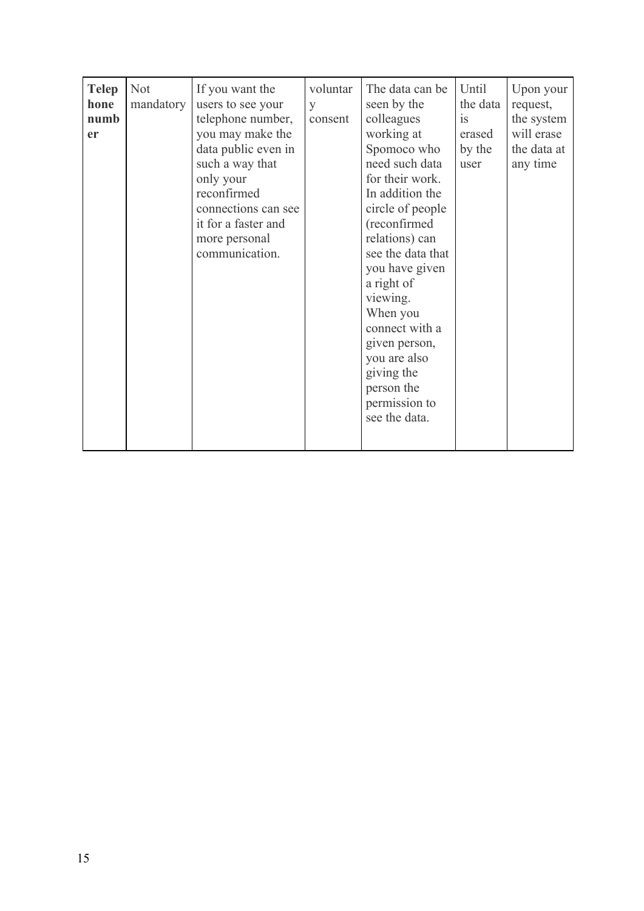| **Telephone number** | Not mandatory | If you want the users to see your telephone number, you may make the data public even in such a way that only your reconfirmed connections can see it for a faster and more personal communication. | voluntary consent | The data can be seen by the colleagues working at Spomoco who need such data for their work. In addition the circle of people (reconfirmed relations) can see the data that you have given a right of viewing. When you connect with a given person, you are also giving the person the permission to see the data. | Until the data is erased by the user | Upon your request, the system will erase the data at any time |
|---|---|---|---|---|---|---|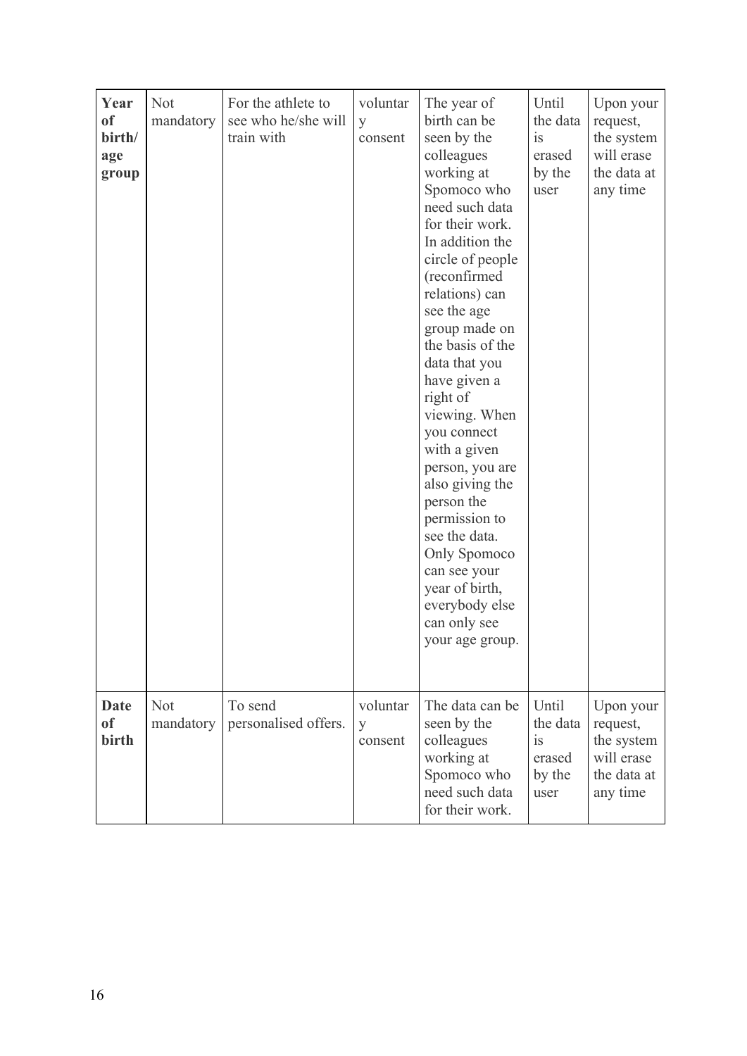| **Year of birth/ age group** | Not mandatory | For the athlete to see who he/she will train with | voluntary consent | The year of birth can be seen by the colleagues working at Spomoco who need such data for their work. In addition the circle of people (reconfirmed relations) can see the age group made on the basis of the data that you have given a right of viewing. When you connect with a given person, you are also giving the person the permission to see the data. Only Spomoco can see your year of birth, everybody else can only see your age group. | Until the data is erased by the user | Upon your request, the system will erase the data at any time |
|---|---|---|---|---|---|---|
| **Date of birth** | Not mandatory | To send personalised offers. | voluntary consent | The data can be seen by the colleagues working at Spomoco who need such data for their work. | Until the data is erased by the user | Upon your request, the system will erase the data at any time |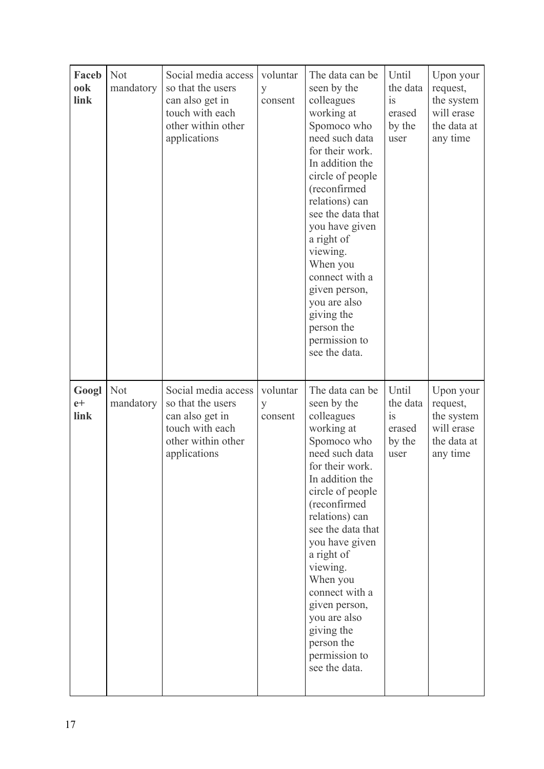| **Facebook link** | Not mandatory | Social media access so that the users can also get in touch with each other within other applications | voluntary consent | The data can be seen by the colleagues working at Spomoco who need such data for their work. In addition the circle of people (reconfirmed relations) can see the data that you have given a right of viewing. When you connect with a given person, you are also giving the person the permission to see the data. | Until the data is erased by the user | Upon your request, the system will erase the data at any time |
|---|---|---|---|---|---|---|
| **Google+ link** | Not mandatory | Social media access so that the users can also get in touch with each other within other applications | voluntary consent | The data can be seen by the colleagues working at Spomoco who need such data for their work. In addition the circle of people (reconfirmed relations) can see the data that you have given a right of viewing. When you connect with a given person, you are also giving the person the permission to see the data. | Until the data is erased by the user | Upon your request, the system will erase the data at any time |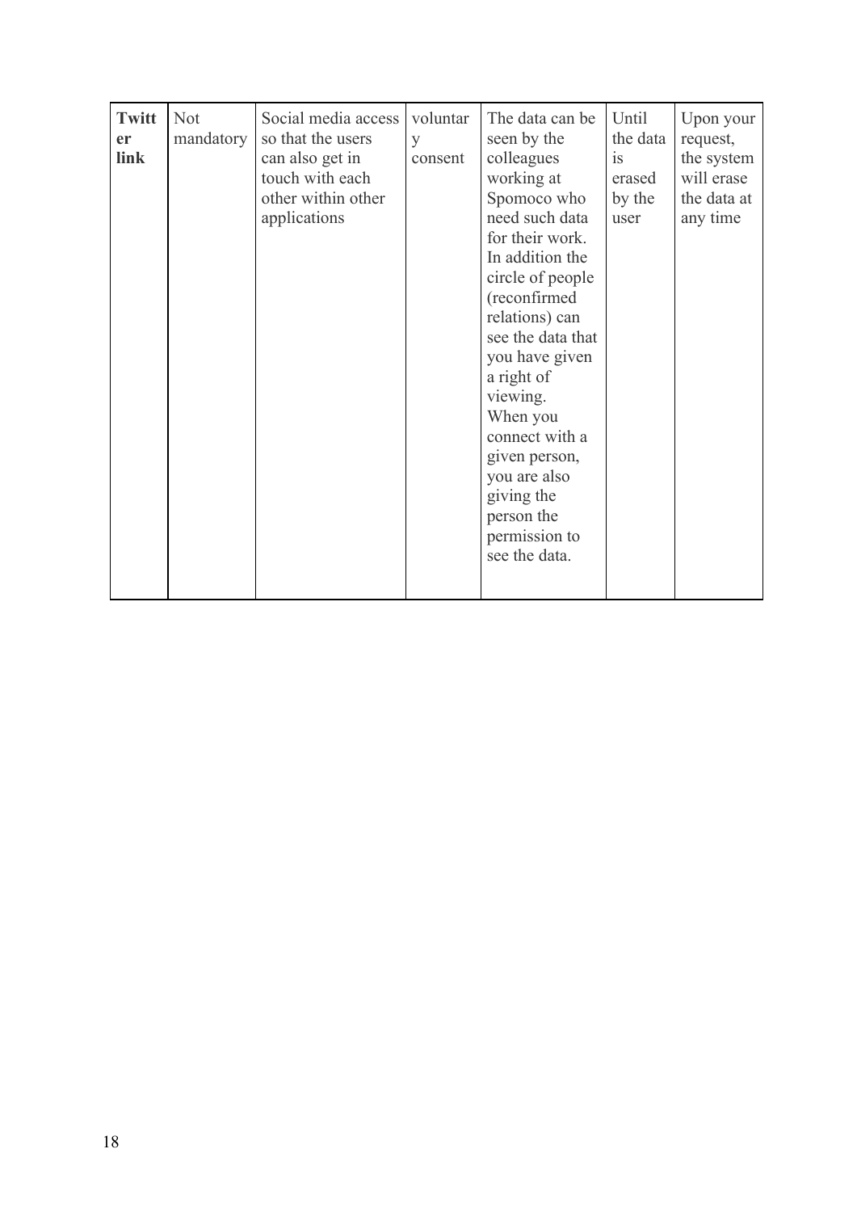| **Twitter link** | Not mandatory | Social media access so that the users can also get in touch with each other within other applications | voluntary consent | The data can be seen by the colleagues working at Spomoco who need such data for their work. In addition the circle of people (reconfirmed relations) can see the data that you have given a right of viewing. When you connect with a given person, you are also giving the person the permission to see the data. | Until the data is erased by the user | Upon your request, the system will erase the data at any time |
|---|---|---|---|---|---|---|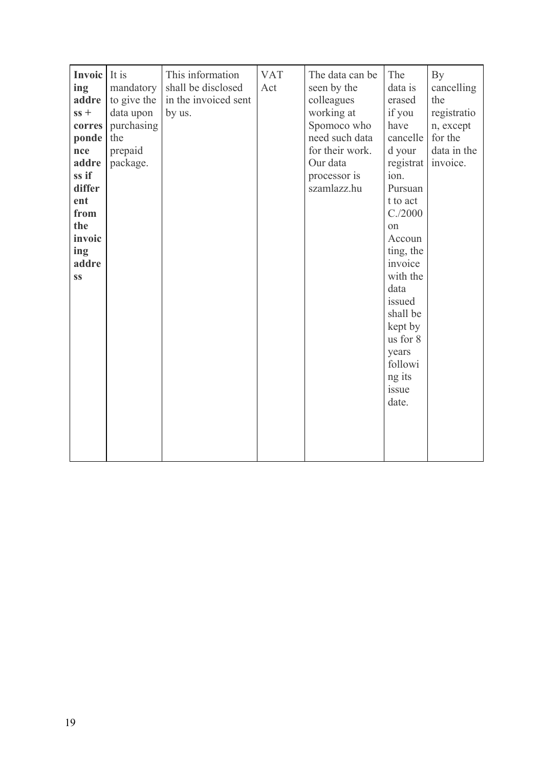| **Invoicing address + correspondence address if different from the invoicing address** | It is mandatory to give the data upon purchasing the prepaid package. | This information shall be disclosed in the invoiced sent by us. | VAT Act | The data can be seen by the colleagues working at Spomoco who need such data for their work. Our data processor is szamlazz.hu | The data is erased if you have cancelled your registration. Pursuant to act C./2000 on Accounting, the invoice with the data issued shall be kept by us for 8 years following its issue date. | By cancelling the registration, except for the data in the invoice. |
|---|---|---|---|---|---|---|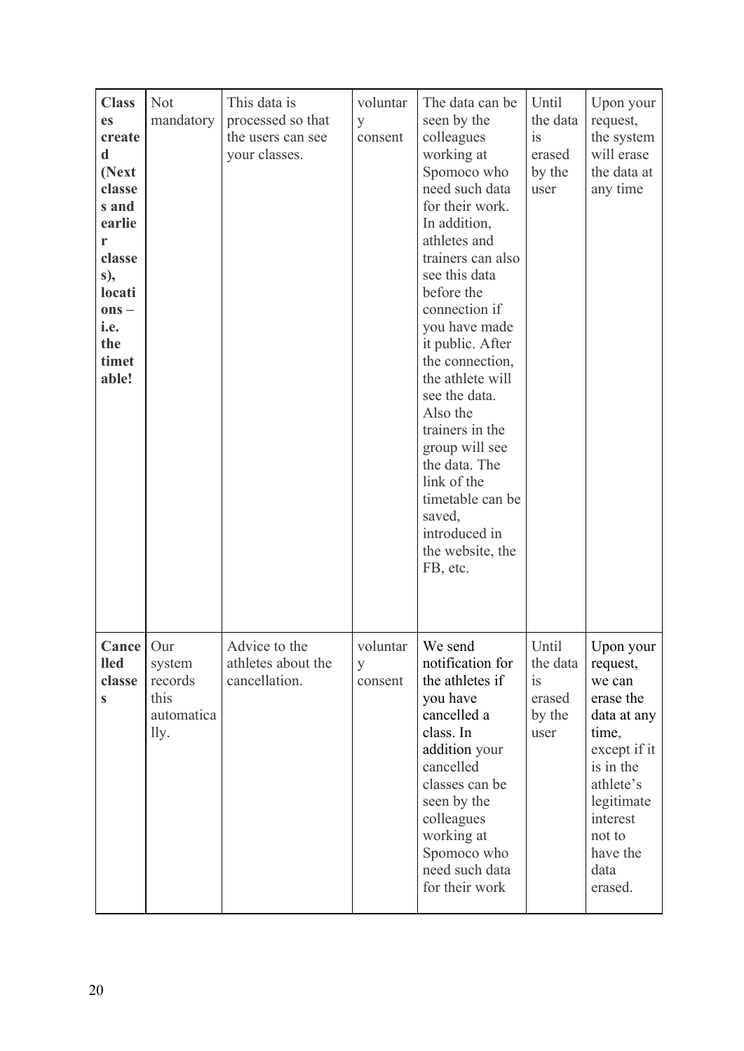| | | | | | | |
|---|---|---|---|---|---|---|
| **Classes created (Next classes and earlier classes), locations – i.e. the timetable!** | Not mandatory | This data is processed so that the users can see your classes. | voluntary consent | The data can be seen by the colleagues working at Spomoco who need such data for their work. In addition, athletes and trainers can also see this data before the connection if you have made it public. After the connection, the athlete will see the data. Also the trainers in the group will see the data. The link of the timetable can be saved, introduced in the website, the FB, etc. | Until the data is erased by the user | Upon your request, the system will erase the data at any time |
| **Cancelled classes** | Our system records this automatically. | Advice to the athletes about the cancellation. | voluntary consent | We send notification for the athletes if you have cancelled a class. In addition your cancelled classes can be seen by the colleagues working at Spomoco who need such data for their work | Until the data is erased by the user | Upon your request, we can erase the data at any time, except if it is in the athlete's legitimate interest not to have the data erased. |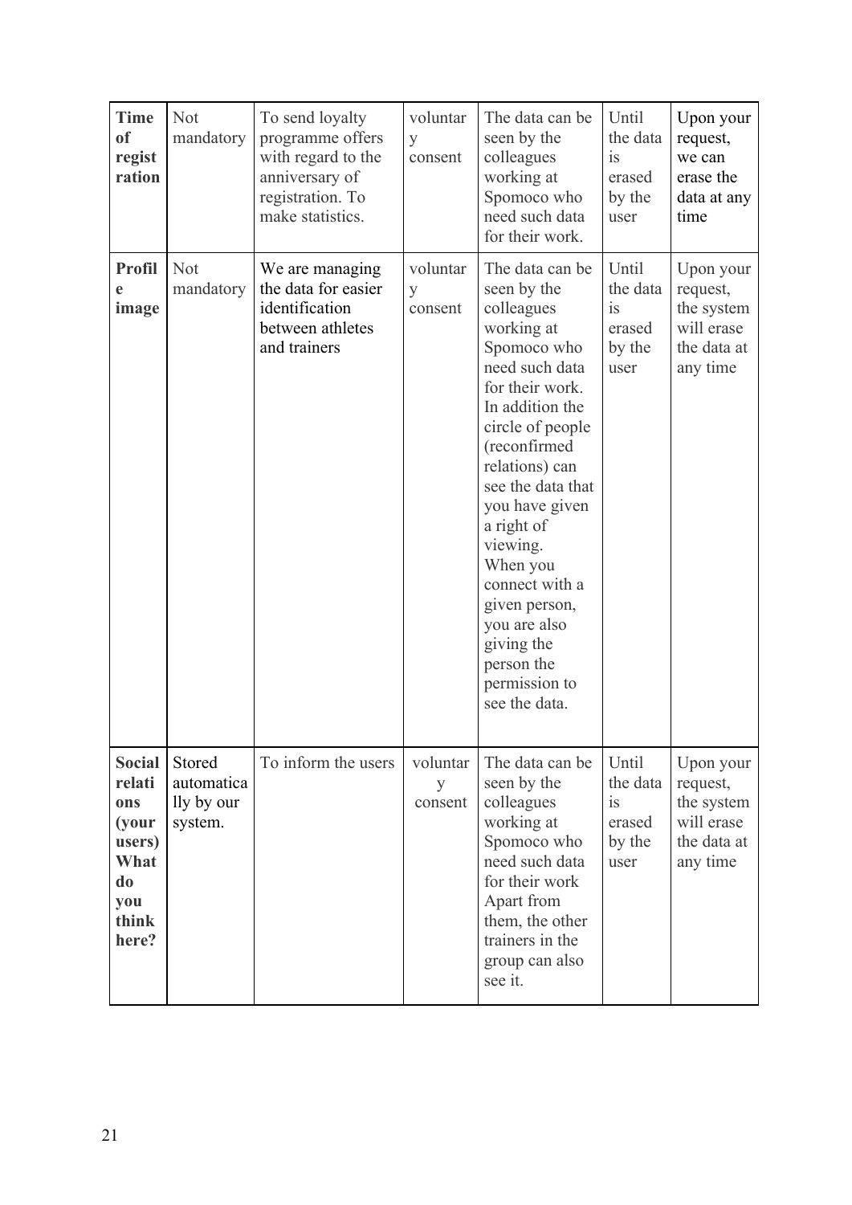| **Time of registration** | Not mandatory | To send loyalty programme offers with regard to the anniversary of registration. To make statistics. | voluntary consent | The data can be seen by the colleagues working at Spomoco who need such data for their work. | Until the data is erased by the user | Upon your request, we can erase the data at any time |
|---|---|---|---|---|---|---|
| **Profile image** | Not mandatory | We are managing the data for easier identification between athletes and trainers | voluntary consent | The data can be seen by the colleagues working at Spomoco who need such data for their work. In addition the circle of people (reconfirmed relations) can see the data that you have given a right of viewing. When you connect with a given person, you are also giving the person the permission to see the data. | Until the data is erased by the user | Upon your request, the system will erase the data at any time |
| **Social relations (your users) What do you think here?** | Stored automatically by our system. | To inform the users | voluntary consent | The data can be seen by the colleagues working at Spomoco who need such data for their work Apart from them, the other trainers in the group can also see it. | Until the data is erased by the user | Upon your request, the system will erase the data at any time |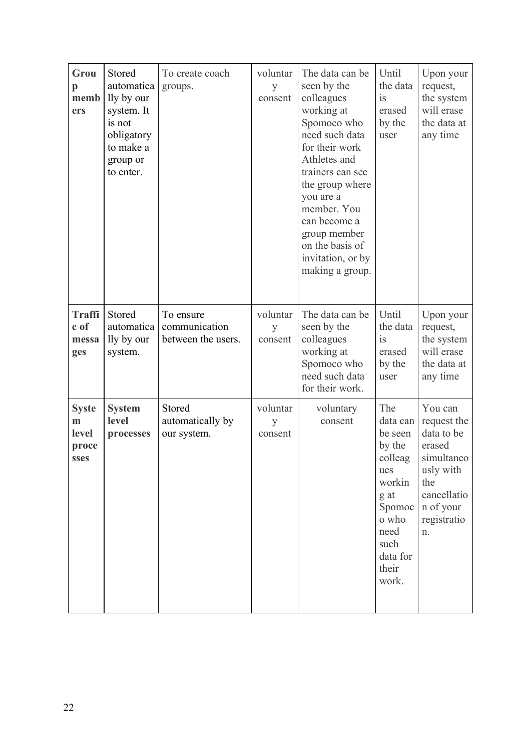| | | | | | | |
|---|---|---|---|---|---|---|
| **Group members** | Stored automatically by our system. It is not obligatory to make a group or to enter. | To create coach groups. | voluntary consent | The data can be seen by the colleagues working at Spomoco who need such data for their work Athletes and trainers can see the group where you are a member. You can become a group member on the basis of invitation, or by making a group. | Until the data is erased by the user | Upon your request, the system will erase the data at any time |
| **Traffic of messages** | Stored automatically by our system. | To ensure communication between the users. | voluntary consent | The data can be seen by the colleagues working at Spomoco who need such data for their work. | Until the data is erased by the user | Upon your request, the system will erase the data at any time |
| **System level processes** | **System level processes** | Stored automatically by our system. | voluntary consent | voluntary consent | The data can be seen by the colleagues working at Spomoco who need such data for their work. | You can request the data to be erased simultaneously with the cancellation of your registration. |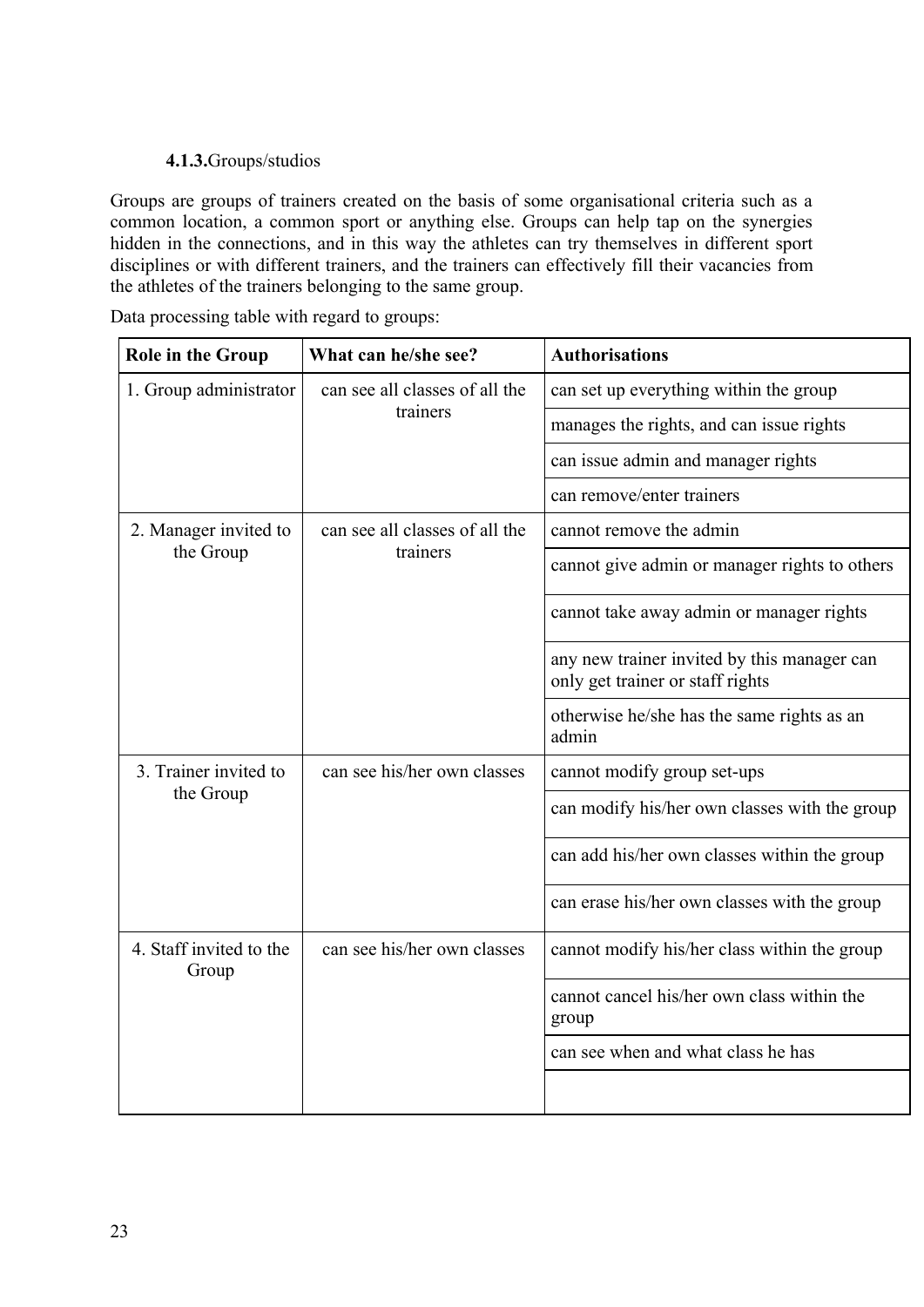#### 4.1.3. Groups/studios

Groups are groups of trainers created on the basis of some organisational criteria such as a common location, a common sport or anything else. Groups can help tap on the synergies hidden in the connections, and in this way the athletes can try themselves in different sport disciplines or with different trainers, and the trainers can effectively fill their vacancies from the athletes of the trainers belonging to the same group.

Data processing table with regard to groups:

| Role in the Group | What can he/she see? | Authorisations |
|---|---|---|
| 1. Group administrator | can see all classes of all the trainers | can set up everything within the group |
| | | manages the rights, and can issue rights |
| | | can issue admin and manager rights |
| | | can remove/enter trainers |
| 2. Manager invited to the Group | can see all classes of all the trainers | cannot remove the admin |
| | | cannot give admin or manager rights to others |
| | | cannot take away admin or manager rights |
| | | any new trainer invited by this manager can only get trainer or staff rights |
| | | otherwise he/she has the same rights as an admin |
| 3. Trainer invited to the Group | can see his/her own classes | cannot modify group set-ups |
| | | can modify his/her own classes with the group |
| | | can add his/her own classes within the group |
| | | can erase his/her own classes with the group |
| 4. Staff invited to the Group | can see his/her own classes | cannot modify his/her class within the group |
| | | cannot cancel his/her own class within the group |
| | | can see when and what class he has |
| | | |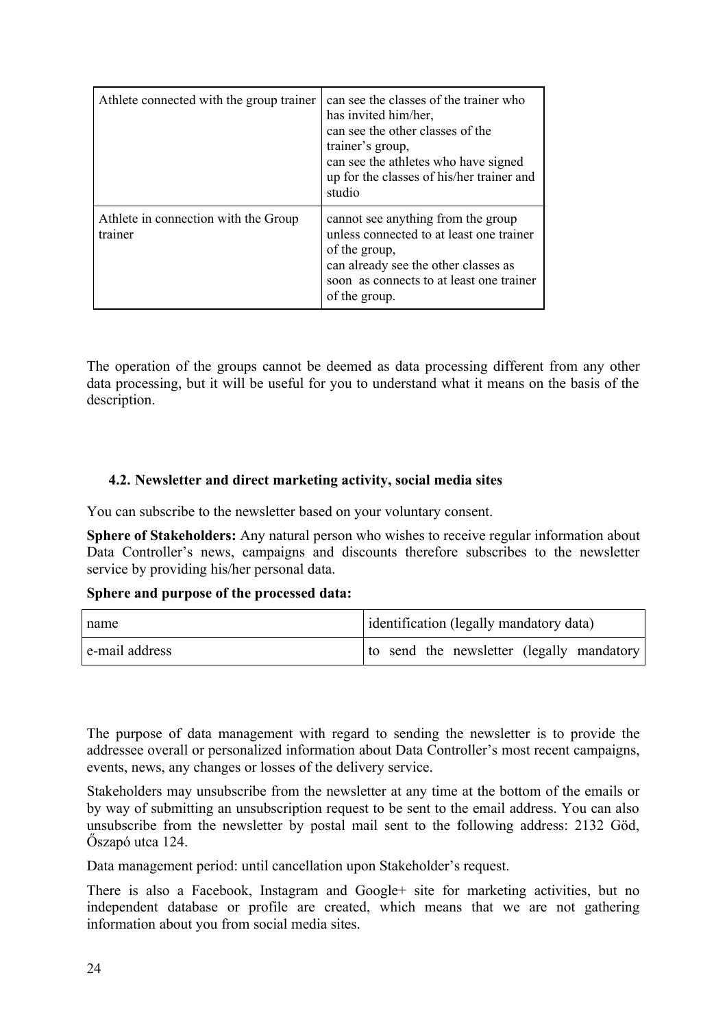| Athlete connected with the group trainer | can see the classes of the trainer who has invited him/her, can see the other classes of the trainer's group, can see the athletes who have signed up for the classes of his/her trainer and studio |
|---|---|
| Athlete in connection with the Group trainer | cannot see anything from the group unless connected to at least one trainer of the group, can already see the other classes as soon as connects to at least one trainer of the group. |

The operation of the groups cannot be deemed as data processing different from any other data processing, but it will be useful for you to understand what it means on the basis of the description.

### 4.2. Newsletter and direct marketing activity, social media sites

You can subscribe to the newsletter based on your voluntary consent.

**Sphere of Stakeholders:** Any natural person who wishes to receive regular information about Data Controller's news, campaigns and discounts therefore subscribes to the newsletter service by providing his/her personal data.

**Sphere and purpose of the processed data:**

| name | identification (legally mandatory data) |
|---|---|
| e-mail address | to send the newsletter (legally mandatory |

The purpose of data management with regard to sending the newsletter is to provide the addressee overall or personalized information about Data Controller's most recent campaigns, events, news, any changes or losses of the delivery service.

Stakeholders may unsubscribe from the newsletter at any time at the bottom of the emails or by way of submitting an unsubscription request to be sent to the email address. You can also unsubscribe from the newsletter by postal mail sent to the following address: 2132 Göd, Őszapó utca 124.

Data management period: until cancellation upon Stakeholder's request.

There is also a Facebook, Instagram and Google+ site for marketing activities, but no independent database or profile are created, which means that we are not gathering information about you from social media sites.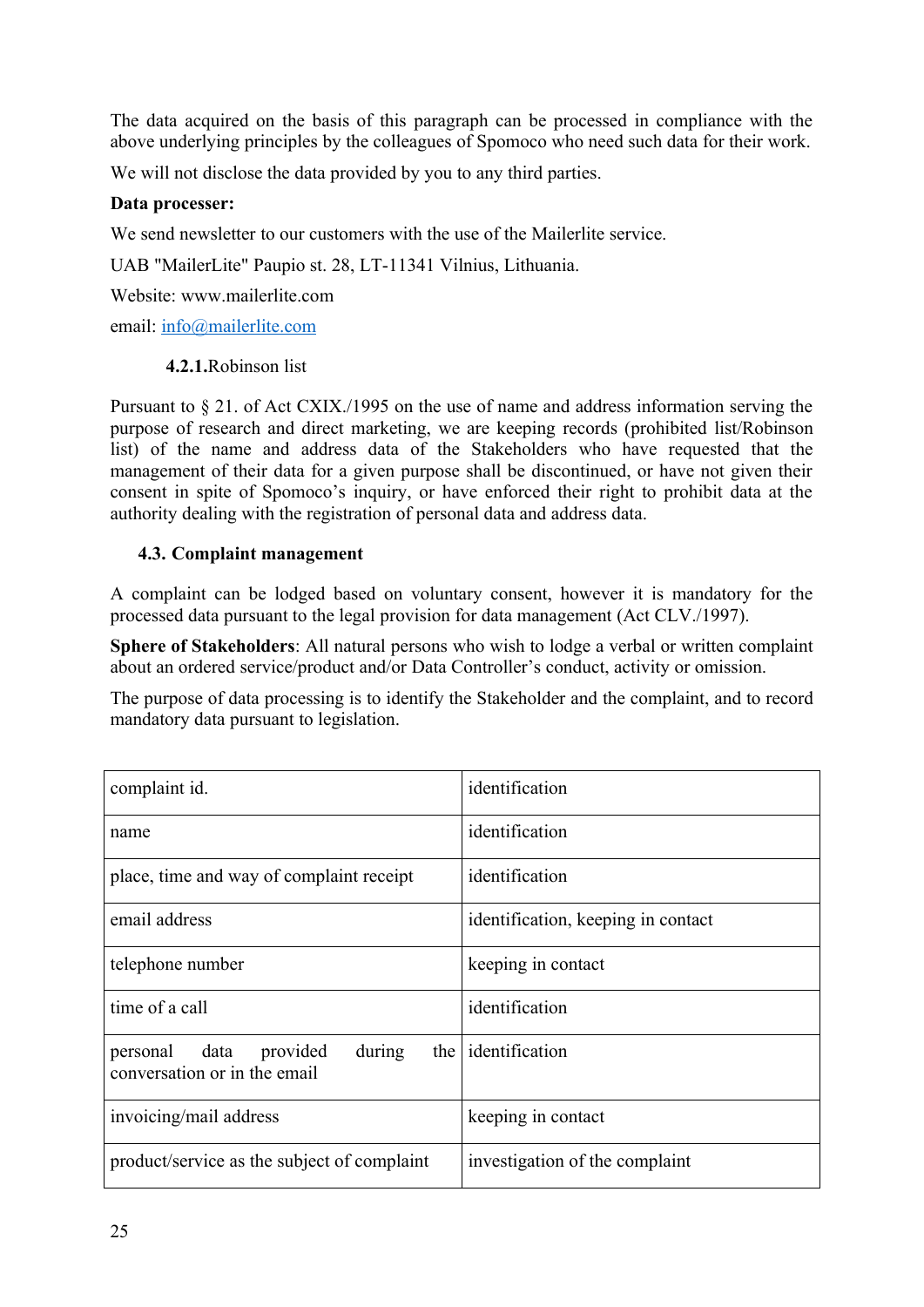The data acquired on the basis of this paragraph can be processed in compliance with the above underlying principles by the colleagues of Spomoco who need such data for their work.

We will not disclose the data provided by you to any third parties.

**Data processer:**

We send newsletter to our customers with the use of the Mailerlite service.

UAB "MailerLite" Paupio st. 28, LT-11341 Vilnius, Lithuania.

Website: www.mailerlite.com

email: [info@mailerlite.com](mailto:info@mailerlite.com)

#### **4.2.1.** Robinson list

Pursuant to § 21. of Act CXIX./1995 on the use of name and address information serving the purpose of research and direct marketing, we are keeping records (prohibited list/Robinson list) of the name and address data of the Stakeholders who have requested that the management of their data for a given purpose shall be discontinued, or have not given their consent in spite of Spomoco's inquiry, or have enforced their right to prohibit data at the authority dealing with the registration of personal data and address data.

### 4.3. Complaint management

A complaint can be lodged based on voluntary consent, however it is mandatory for the processed data pursuant to the legal provision for data management (Act CLV./1997).

**Sphere of Stakeholders**: All natural persons who wish to lodge a verbal or written complaint about an ordered service/product and/or Data Controller's conduct, activity or omission.

The purpose of data processing is to identify the Stakeholder and the complaint, and to record mandatory data pursuant to legislation.

| | |
|---|---|
| complaint id. | identification |
| name | identification |
| place, time and way of complaint receipt | identification |
| email address | identification, keeping in contact |
| telephone number | keeping in contact |
| time of a call | identification |
| personal data provided during the conversation or in the email | identification |
| invoicing/mail address | keeping in contact |
| product/service as the subject of complaint | investigation of the complaint |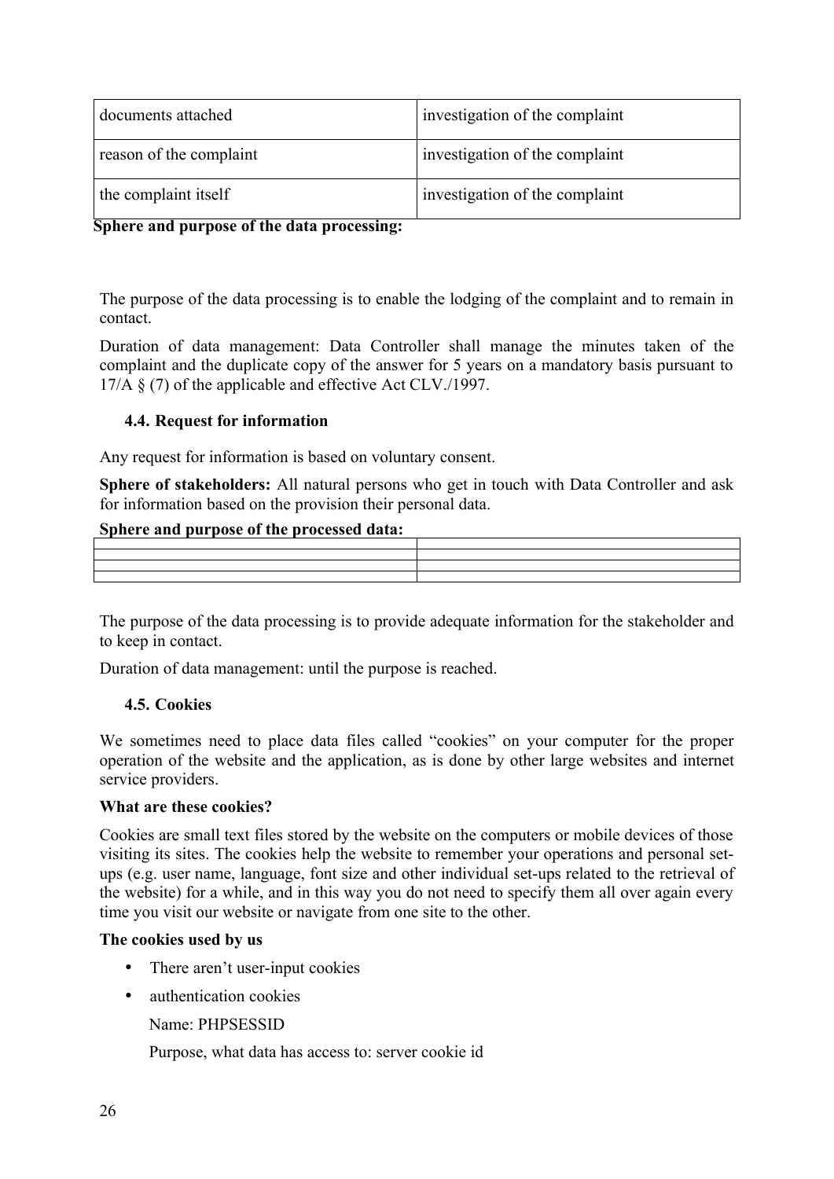| documents attached | investigation of the complaint |
|---|---|
| reason of the complaint | investigation of the complaint |
| the complaint itself | investigation of the complaint |

**Sphere and purpose of the data processing:**

The purpose of the data processing is to enable the lodging of the complaint and to remain in contact.

Duration of data management: Data Controller shall manage the minutes taken of the complaint and the duplicate copy of the answer for 5 years on a mandatory basis pursuant to 17/A § (7) of the applicable and effective Act CLV./1997.

### 4.4. Request for information

Any request for information is based on voluntary consent.

**Sphere of stakeholders:** All natural persons who get in touch with Data Controller and ask for information based on the provision their personal data.

**Sphere and purpose of the processed data:**

| | |
|---|---|
| | |
| | |
| | |

The purpose of the data processing is to provide adequate information for the stakeholder and to keep in contact.

Duration of data management: until the purpose is reached.

### 4.5. Cookies

We sometimes need to place data files called "cookies" on your computer for the proper operation of the website and the application, as is done by other large websites and internet service providers.

**What are these cookies?**

Cookies are small text files stored by the website on the computers or mobile devices of those visiting its sites. The cookies help the website to remember your operations and personal set-ups (e.g. user name, language, font size and other individual set-ups related to the retrieval of the website) for a while, and in this way you do not need to specify them all over again every time you visit our website or navigate from one site to the other.

**The cookies used by us**

- There aren't user-input cookies
- authentication cookies

  Name: PHPSESSID

  Purpose, what data has access to: server cookie id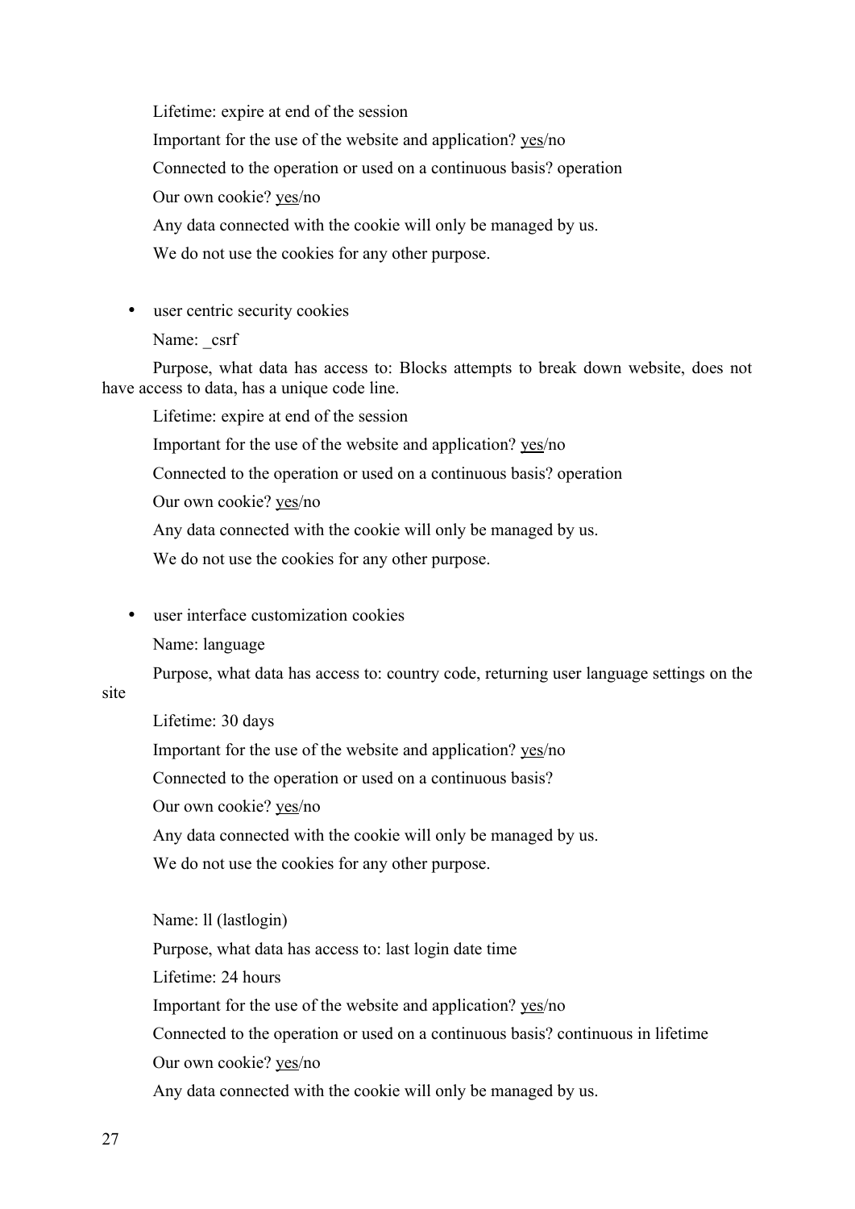Lifetime: expire at end of the session

Important for the use of the website and application? <u>yes</u>/no

Connected to the operation or used on a continuous basis? operation

Our own cookie? <u>yes</u>/no

Any data connected with the cookie will only be managed by us.

We do not use the cookies for any other purpose.

- user centric security cookies

  Name: _csrf

  Purpose, what data has access to: Blocks attempts to break down website, does not have access to data, has a unique code line.

  Lifetime: expire at end of the session

  Important for the use of the website and application? <u>yes</u>/no

  Connected to the operation or used on a continuous basis? operation

  Our own cookie? <u>yes</u>/no

  Any data connected with the cookie will only be managed by us.

  We do not use the cookies for any other purpose.

- user interface customization cookies

  Name: language

  Purpose, what data has access to: country code, returning user language settings on the site

  Lifetime: 30 days

  Important for the use of the website and application? <u>yes</u>/no

  Connected to the operation or used on a continuous basis?

  Our own cookie? <u>yes</u>/no

  Any data connected with the cookie will only be managed by us.

  We do not use the cookies for any other purpose.

  Name: ll (lastlogin)

  Purpose, what data has access to: last login date time

  Lifetime: 24 hours

  Important for the use of the website and application? <u>yes</u>/no

  Connected to the operation or used on a continuous basis? continuous in lifetime

  Our own cookie? <u>yes</u>/no

  Any data connected with the cookie will only be managed by us.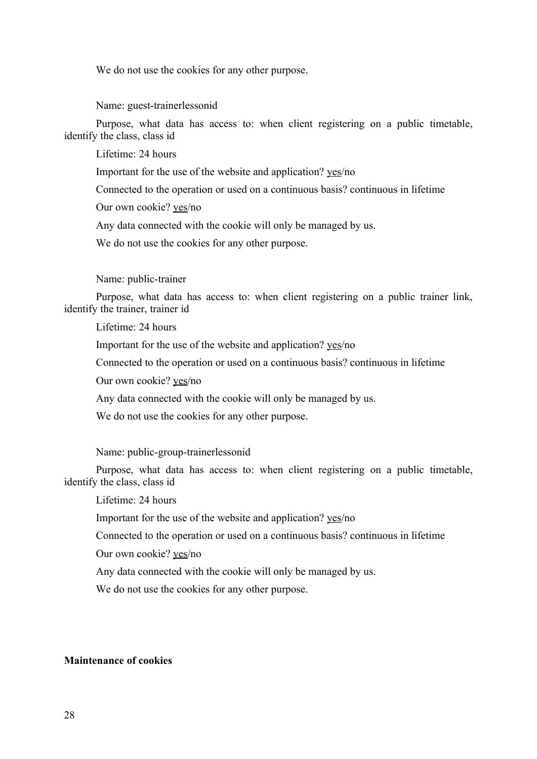We do not use the cookies for any other purpose.

Name: guest-trainerlessonid

Purpose, what data has access to: when client registering on a public timetable, identify the class, class id

Lifetime: 24 hours

Important for the use of the website and application? yes/no

Connected to the operation or used on a continuous basis? continuous in lifetime

Our own cookie? yes/no

Any data connected with the cookie will only be managed by us.

We do not use the cookies for any other purpose.

Name: public-trainer

Purpose, what data has access to: when client registering on a public trainer link, identify the trainer, trainer id

Lifetime: 24 hours

Important for the use of the website and application? yes/no

Connected to the operation or used on a continuous basis? continuous in lifetime

Our own cookie? yes/no

Any data connected with the cookie will only be managed by us.

We do not use the cookies for any other purpose.

Name: public-group-trainerlessonid

Purpose, what data has access to: when client registering on a public timetable, identify the class, class id

Lifetime: 24 hours

Important for the use of the website and application? yes/no

Connected to the operation or used on a continuous basis? continuous in lifetime

Our own cookie? yes/no

Any data connected with the cookie will only be managed by us.

We do not use the cookies for any other purpose.

**Maintenance of cookies**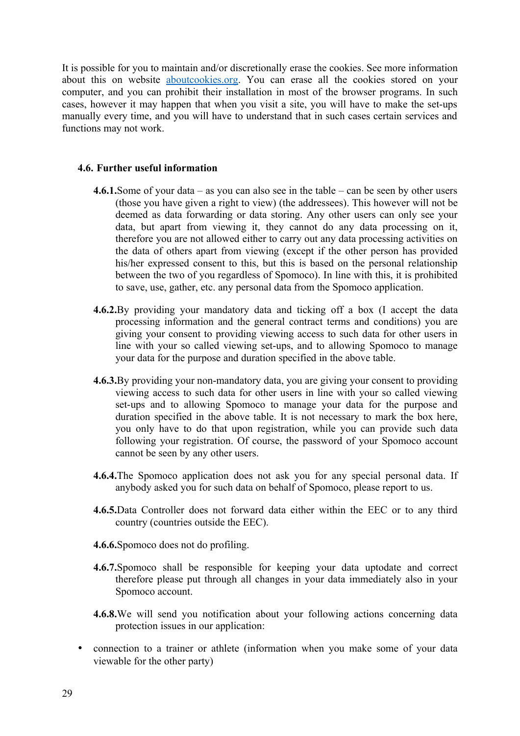It is possible for you to maintain and/or discretionally erase the cookies. See more information about this on website [aboutcookies.org](http://aboutcookies.org). You can erase all the cookies stored on your computer, and you can prohibit their installation in most of the browser programs. In such cases, however it may happen that when you visit a site, you will have to make the set-ups manually every time, and you will have to understand that in such cases certain services and functions may not work.

### 4.6. Further useful information

**4.6.1.** Some of your data – as you can also see in the table – can be seen by other users (those you have given a right to view) (the addressees). This however will not be deemed as data forwarding or data storing. Any other users can only see your data, but apart from viewing it, they cannot do any data processing on it, therefore you are not allowed either to carry out any data processing activities on the data of others apart from viewing (except if the other person has provided his/her expressed consent to this, but this is based on the personal relationship between the two of you regardless of Spomoco). In line with this, it is prohibited to save, use, gather, etc. any personal data from the Spomoco application.

**4.6.2.** By providing your mandatory data and ticking off a box (I accept the data processing information and the general contract terms and conditions) you are giving your consent to providing viewing access to such data for other users in line with your so called viewing set-ups, and to allowing Spomoco to manage your data for the purpose and duration specified in the above table.

**4.6.3.** By providing your non-mandatory data, you are giving your consent to providing viewing access to such data for other users in line with your so called viewing set-ups and to allowing Spomoco to manage your data for the purpose and duration specified in the above table. It is not necessary to mark the box here, you only have to do that upon registration, while you can provide such data following your registration. Of course, the password of your Spomoco account cannot be seen by any other users.

**4.6.4.** The Spomoco application does not ask you for any special personal data. If anybody asked you for such data on behalf of Spomoco, please report to us.

**4.6.5.** Data Controller does not forward data either within the EEC or to any third country (countries outside the EEC).

**4.6.6.** Spomoco does not do profiling.

**4.6.7.** Spomoco shall be responsible for keeping your data uptodate and correct therefore please put through all changes in your data immediately also in your Spomoco account.

**4.6.8.** We will send you notification about your following actions concerning data protection issues in our application:

- connection to a trainer or athlete (information when you make some of your data viewable for the other party)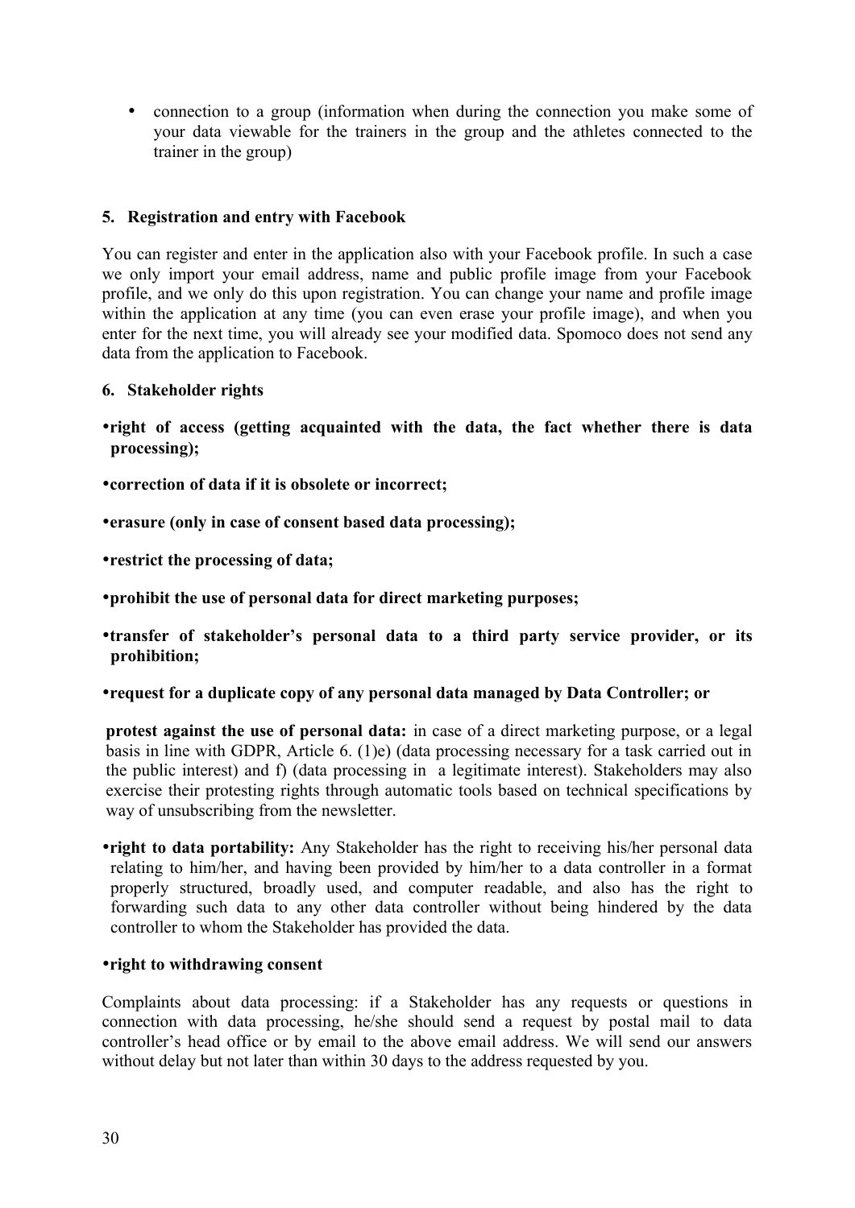- connection to a group (information when during the connection you make some of your data viewable for the trainers in the group and the athletes connected to the trainer in the group)

## 5. Registration and entry with Facebook

You can register and enter in the application also with your Facebook profile. In such a case we only import your email address, name and public profile image from your Facebook profile, and we only do this upon registration. You can change your name and profile image within the application at any time (you can even erase your profile image), and when you enter for the next time, you will already see your modified data. Spomoco does not send any data from the application to Facebook.

## 6. Stakeholder rights

- **right of access (getting acquainted with the data, the fact whether there is data processing);**
- **correction of data if it is obsolete or incorrect;**
- **erasure (only in case of consent based data processing);**
- **restrict the processing of data;**
- **prohibit the use of personal data for direct marketing purposes;**
- **transfer of stakeholder's personal data to a third party service provider, or its prohibition;**
- **request for a duplicate copy of any personal data managed by Data Controller; or**

**protest against the use of personal data:** in case of a direct marketing purpose, or a legal basis in line with GDPR, Article 6. (1)e) (data processing necessary for a task carried out in the public interest) and f) (data processing in a legitimate interest). Stakeholders may also exercise their protesting rights through automatic tools based on technical specifications by way of unsubscribing from the newsletter.

- **right to data portability:** Any Stakeholder has the right to receiving his/her personal data relating to him/her, and having been provided by him/her to a data controller in a format properly structured, broadly used, and computer readable, and also has the right to forwarding such data to any other data controller without being hindered by the data controller to whom the Stakeholder has provided the data.
- **right to withdrawing consent**

Complaints about data processing: if a Stakeholder has any requests or questions in connection with data processing, he/she should send a request by postal mail to data controller's head office or by email to the above email address. We will send our answers without delay but not later than within 30 days to the address requested by you.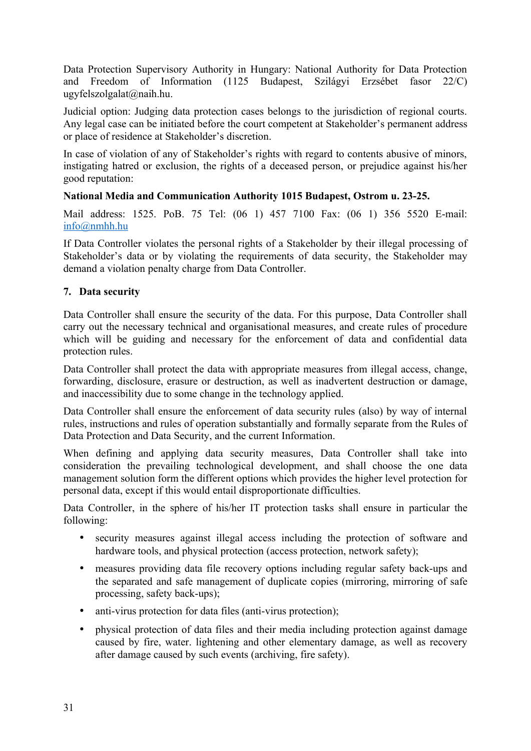Data Protection Supervisory Authority in Hungary: National Authority for Data Protection and Freedom of Information (1125 Budapest, Szilágyi Erzsébet fasor 22/C) ugyfelszolgalat@naih.hu.

Judicial option: Judging data protection cases belongs to the jurisdiction of regional courts. Any legal case can be initiated before the court competent at Stakeholder's permanent address or place of residence at Stakeholder's discretion.

In case of violation of any of Stakeholder's rights with regard to contents abusive of minors, instigating hatred or exclusion, the rights of a deceased person, or prejudice against his/her good reputation:

**National Media and Communication Authority 1015 Budapest, Ostrom u. 23-25.**

Mail address: 1525. PoB. 75 Tel: (06 1) 457 7100 Fax: (06 1) 356 5520 E-mail: info@nmhh.hu

If Data Controller violates the personal rights of a Stakeholder by their illegal processing of Stakeholder's data or by violating the requirements of data security, the Stakeholder may demand a violation penalty charge from Data Controller.

## 7. Data security

Data Controller shall ensure the security of the data. For this purpose, Data Controller shall carry out the necessary technical and organisational measures, and create rules of procedure which will be guiding and necessary for the enforcement of data and confidential data protection rules.

Data Controller shall protect the data with appropriate measures from illegal access, change, forwarding, disclosure, erasure or destruction, as well as inadvertent destruction or damage, and inaccessibility due to some change in the technology applied.

Data Controller shall ensure the enforcement of data security rules (also) by way of internal rules, instructions and rules of operation substantially and formally separate from the Rules of Data Protection and Data Security, and the current Information.

When defining and applying data security measures, Data Controller shall take into consideration the prevailing technological development, and shall choose the one data management solution form the different options which provides the higher level protection for personal data, except if this would entail disproportionate difficulties.

Data Controller, in the sphere of his/her IT protection tasks shall ensure in particular the following:

- security measures against illegal access including the protection of software and hardware tools, and physical protection (access protection, network safety);
- measures providing data file recovery options including regular safety back-ups and the separated and safe management of duplicate copies (mirroring, mirroring of safe processing, safety back-ups);
- anti-virus protection for data files (anti-virus protection);
- physical protection of data files and their media including protection against damage caused by fire, water. lightening and other elementary damage, as well as recovery after damage caused by such events (archiving, fire safety).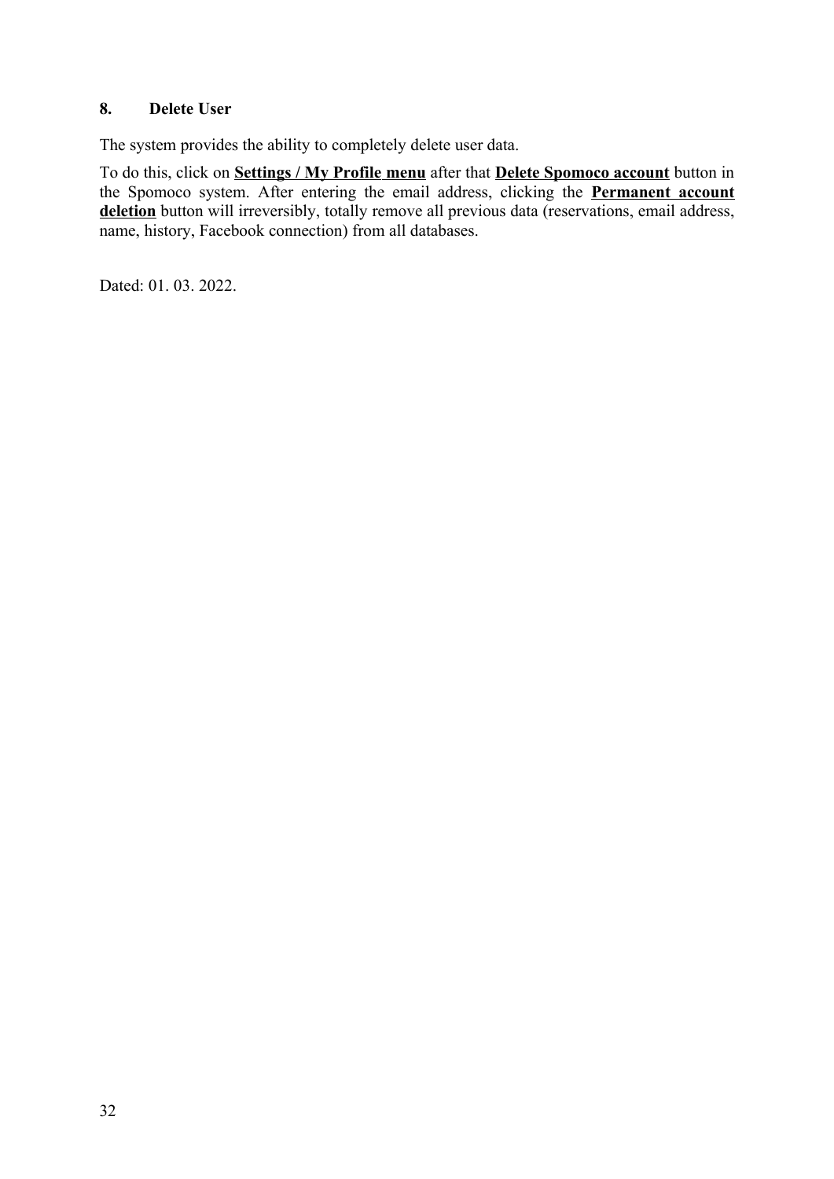## 8. Delete User

The system provides the ability to completely delete user data.

To do this, click on **Settings / My Profile menu** after that **Delete Spomoco account** button in the Spomoco system. After entering the email address, clicking the **Permanent account deletion** button will irreversibly, totally remove all previous data (reservations, email address, name, history, Facebook connection) from all databases.

Dated: 01. 03. 2022.